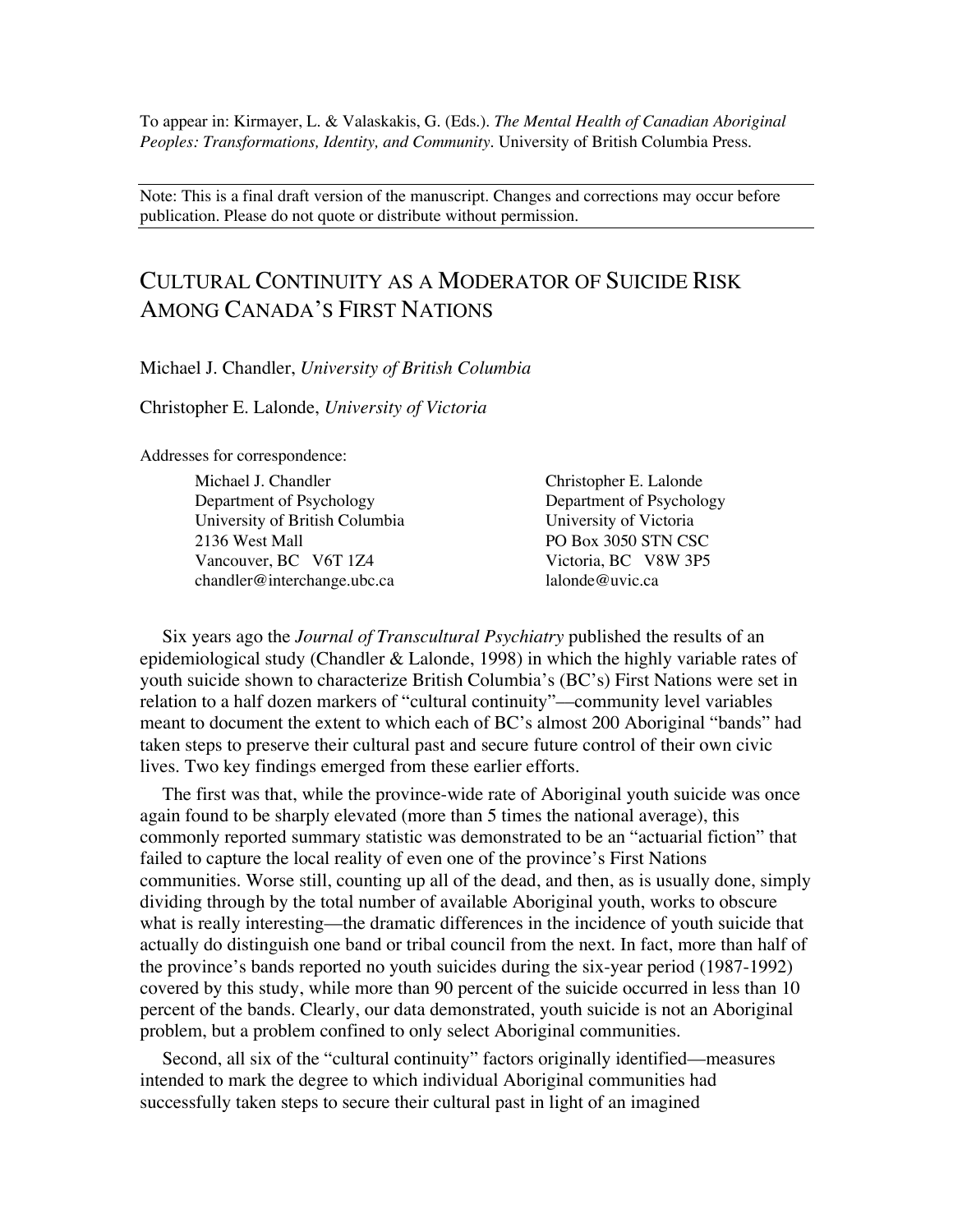To appear in: Kirmayer, L. & Valaskakis, G. (Eds.). *The Mental Health of Canadian Aboriginal Peoples: Transformations, Identity, and Community*. University of British Columbia Press.

---

Note: This is a final draft version of the manuscript. Changes and corrections may occur before publication. Please do not quote or distribute without permission.

---

# CULTURAL CONTINUITY AS A MODERATOR OF SUICIDE RISK AMONG CANADA'S FIRST NATIONS

Michael J. Chandler, *University of British Columbia*

Christopher E. Lalonde, *University of Victoria*

Addresses for correspondence:

Michael J. Chandler
Department of Psychology
University of British Columbia
2136 West Mall
Vancouver, BC V6T 1Z4
chandler@interchange.ubc.ca

Christopher E. Lalonde
Department of Psychology
University of Victoria
PO Box 3050 STN CSC
Victoria, BC V8W 3P5
lalonde@uvic.ca

Six years ago the *Journal of Transcultural Psychiatry* published the results of an epidemiological study (Chandler & Lalonde, 1998) in which the highly variable rates of youth suicide shown to characterize British Columbia's (BC's) First Nations were set in relation to a half dozen markers of "cultural continuity"—community level variables meant to document the extent to which each of BC's almost 200 Aboriginal "bands" had taken steps to preserve their cultural past and secure future control of their own civic lives. Two key findings emerged from these earlier efforts.

The first was that, while the province-wide rate of Aboriginal youth suicide was once again found to be sharply elevated (more than 5 times the national average), this commonly reported summary statistic was demonstrated to be an "actuarial fiction" that failed to capture the local reality of even one of the province's First Nations communities. Worse still, counting up all of the dead, and then, as is usually done, simply dividing through by the total number of available Aboriginal youth, works to obscure what is really interesting—the dramatic differences in the incidence of youth suicide that actually do distinguish one band or tribal council from the next. In fact, more than half of the province's bands reported no youth suicides during the six-year period (1987-1992) covered by this study, while more than 90 percent of the suicide occurred in less than 10 percent of the bands. Clearly, our data demonstrated, youth suicide is not an Aboriginal problem, but a problem confined to only select Aboriginal communities.

Second, all six of the "cultural continuity" factors originally identified—measures intended to mark the degree to which individual Aboriginal communities had successfully taken steps to secure their cultural past in light of an imagined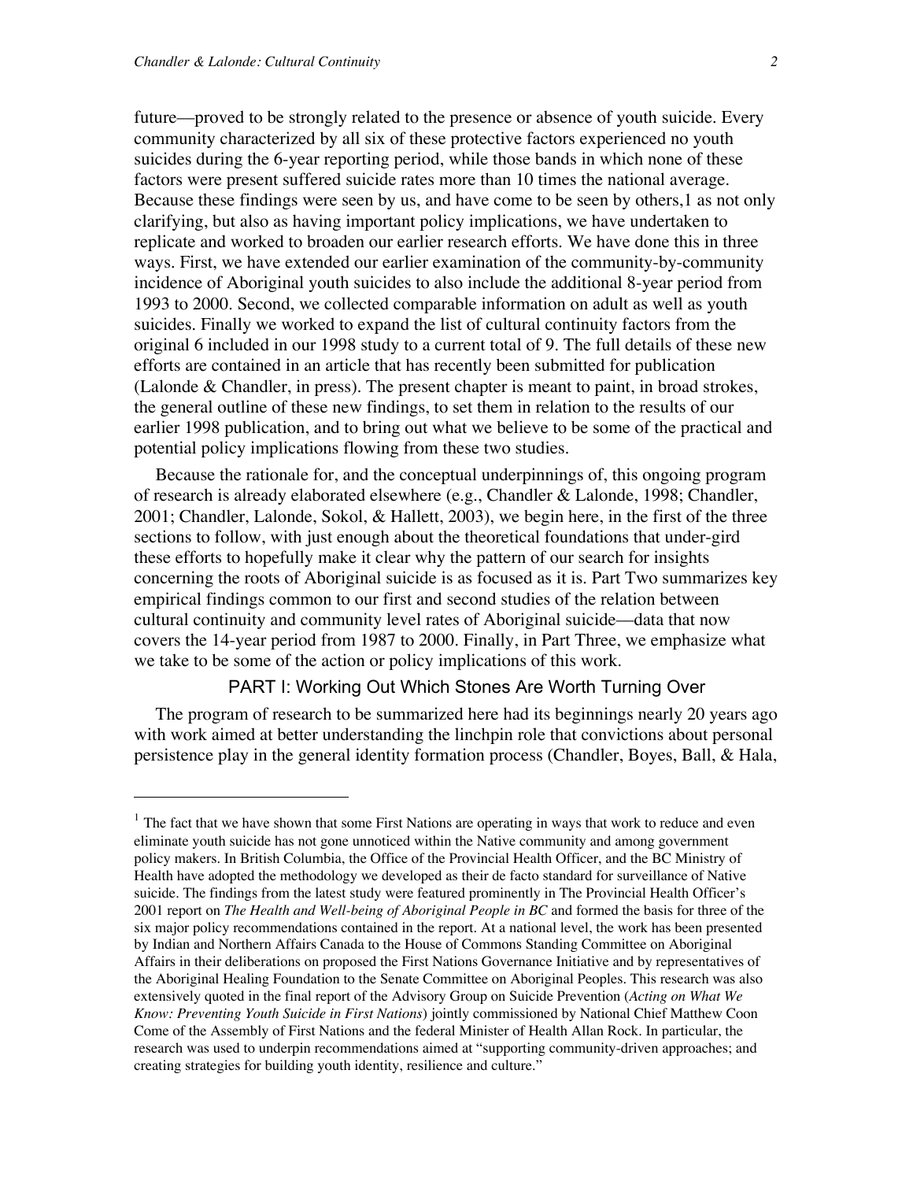future—proved to be strongly related to the presence or absence of youth suicide. Every community characterized by all six of these protective factors experienced no youth suicides during the 6-year reporting period, while those bands in which none of these factors were present suffered suicide rates more than 10 times the national average. Because these findings were seen by us, and have come to be seen by others,[1] as not only clarifying, but also as having important policy implications, we have undertaken to replicate and worked to broaden our earlier research efforts. We have done this in three ways. First, we have extended our earlier examination of the community-by-community incidence of Aboriginal youth suicides to also include the additional 8-year period from 1993 to 2000. Second, we collected comparable information on adult as well as youth suicides. Finally we worked to expand the list of cultural continuity factors from the original 6 included in our 1998 study to a current total of 9. The full details of these new efforts are contained in an article that has recently been submitted for publication (Lalonde & Chandler, in press). The present chapter is meant to paint, in broad strokes, the general outline of these new findings, to set them in relation to the results of our earlier 1998 publication, and to bring out what we believe to be some of the practical and potential policy implications flowing from these two studies.

Because the rationale for, and the conceptual underpinnings of, this ongoing program of research is already elaborated elsewhere (e.g., Chandler & Lalonde, 1998; Chandler, 2001; Chandler, Lalonde, Sokol, & Hallett, 2003), we begin here, in the first of the three sections to follow, with just enough about the theoretical foundations that under-gird these efforts to hopefully make it clear why the pattern of our search for insights concerning the roots of Aboriginal suicide is as focused as it is. Part Two summarizes key empirical findings common to our first and second studies of the relation between cultural continuity and community level rates of Aboriginal suicide—data that now covers the 14-year period from 1987 to 2000. Finally, in Part Three, we emphasize what we take to be some of the action or policy implications of this work.

## PART I: Working Out Which Stones Are Worth Turning Over

The program of research to be summarized here had its beginnings nearly 20 years ago with work aimed at better understanding the linchpin role that convictions about personal persistence play in the general identity formation process (Chandler, Boyes, Ball, & Hala,

---

[1] The fact that we have shown that some First Nations are operating in ways that work to reduce and even eliminate youth suicide has not gone unnoticed within the Native community and among government policy makers. In British Columbia, the Office of the Provincial Health Officer, and the BC Ministry of Health have adopted the methodology we developed as their de facto standard for surveillance of Native suicide. The findings from the latest study were featured prominently in The Provincial Health Officer's 2001 report on *The Health and Well-being of Aboriginal People in BC* and formed the basis for three of the six major policy recommendations contained in the report. At a national level, the work has been presented by Indian and Northern Affairs Canada to the House of Commons Standing Committee on Aboriginal Affairs in their deliberations on proposed the First Nations Governance Initiative and by representatives of the Aboriginal Healing Foundation to the Senate Committee on Aboriginal Peoples. This research was also extensively quoted in the final report of the Advisory Group on Suicide Prevention (*Acting on What We Know: Preventing Youth Suicide in First Nations*) jointly commissioned by National Chief Matthew Coon Come of the Assembly of First Nations and the federal Minister of Health Allan Rock. In particular, the research was used to underpin recommendations aimed at "supporting community-driven approaches; and creating strategies for building youth identity, resilience and culture."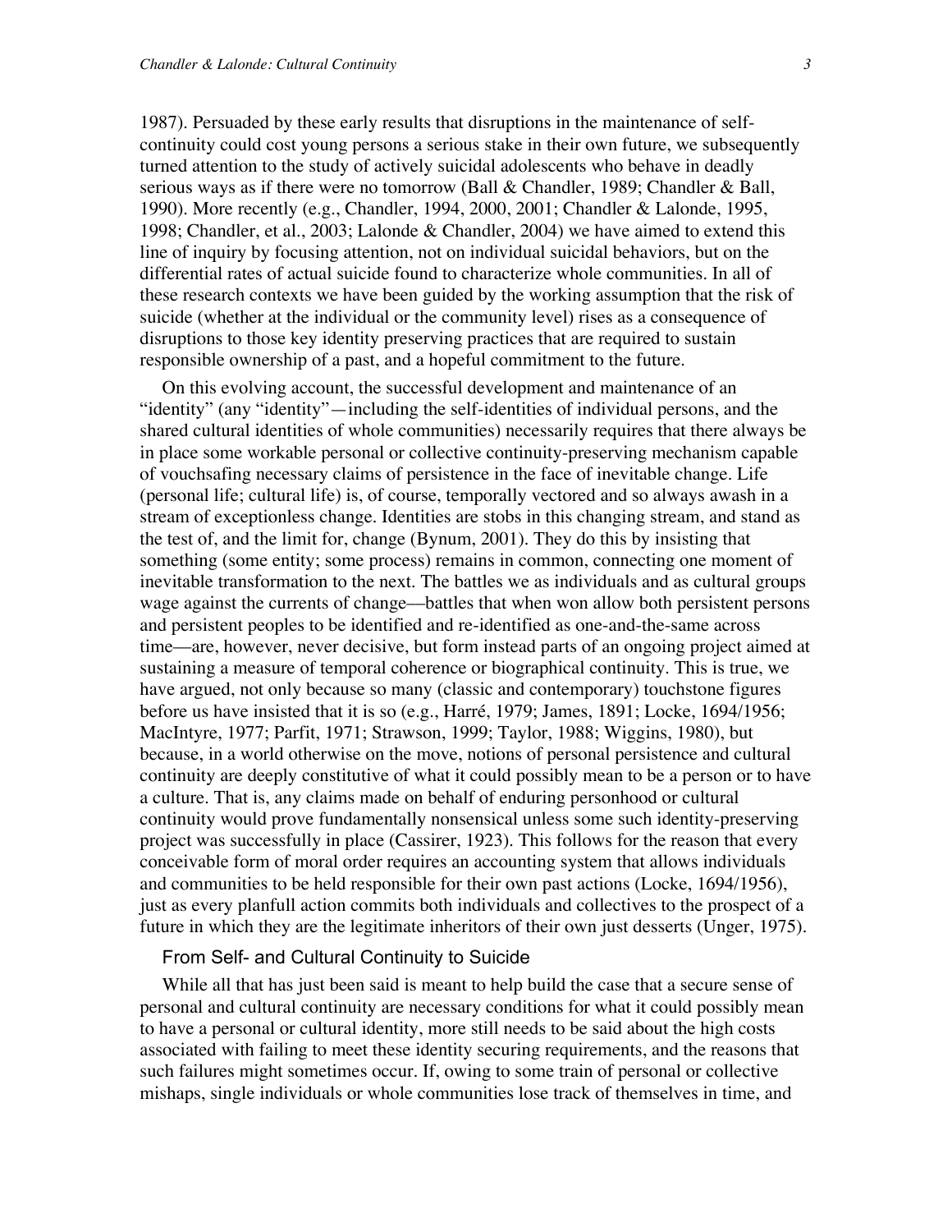1987). Persuaded by these early results that disruptions in the maintenance of self-continuity could cost young persons a serious stake in their own future, we subsequently turned attention to the study of actively suicidal adolescents who behave in deadly serious ways as if there were no tomorrow (Ball & Chandler, 1989; Chandler & Ball, 1990). More recently (e.g., Chandler, 1994, 2000, 2001; Chandler & Lalonde, 1995, 1998; Chandler, et al., 2003; Lalonde & Chandler, 2004) we have aimed to extend this line of inquiry by focusing attention, not on individual suicidal behaviors, but on the differential rates of actual suicide found to characterize whole communities. In all of these research contexts we have been guided by the working assumption that the risk of suicide (whether at the individual or the community level) rises as a consequence of disruptions to those key identity preserving practices that are required to sustain responsible ownership of a past, and a hopeful commitment to the future.

On this evolving account, the successful development and maintenance of an "identity" (any "identity"—including the self-identities of individual persons, and the shared cultural identities of whole communities) necessarily requires that there always be in place some workable personal or collective continuity-preserving mechanism capable of vouchsafing necessary claims of persistence in the face of inevitable change. Life (personal life; cultural life) is, of course, temporally vectored and so always awash in a stream of exceptionless change. Identities are stobs in this changing stream, and stand as the test of, and the limit for, change (Bynum, 2001). They do this by insisting that something (some entity; some process) remains in common, connecting one moment of inevitable transformation to the next. The battles we as individuals and as cultural groups wage against the currents of change—battles that when won allow both persistent persons and persistent peoples to be identified and re-identified as one-and-the-same across time—are, however, never decisive, but form instead parts of an ongoing project aimed at sustaining a measure of temporal coherence or biographical continuity. This is true, we have argued, not only because so many (classic and contemporary) touchstone figures before us have insisted that it is so (e.g., Harré, 1979; James, 1891; Locke, 1694/1956; MacIntyre, 1977; Parfit, 1971; Strawson, 1999; Taylor, 1988; Wiggins, 1980), but because, in a world otherwise on the move, notions of personal persistence and cultural continuity are deeply constitutive of what it could possibly mean to be a person or to have a culture. That is, any claims made on behalf of enduring personhood or cultural continuity would prove fundamentally nonsensical unless some such identity-preserving project was successfully in place (Cassirer, 1923). This follows for the reason that every conceivable form of moral order requires an accounting system that allows individuals and communities to be held responsible for their own past actions (Locke, 1694/1956), just as every planfull action commits both individuals and collectives to the prospect of a future in which they are the legitimate inheritors of their own just desserts (Unger, 1975).

## From Self- and Cultural Continuity to Suicide

While all that has just been said is meant to help build the case that a secure sense of personal and cultural continuity are necessary conditions for what it could possibly mean to have a personal or cultural identity, more still needs to be said about the high costs associated with failing to meet these identity securing requirements, and the reasons that such failures might sometimes occur. If, owing to some train of personal or collective mishaps, single individuals or whole communities lose track of themselves in time, and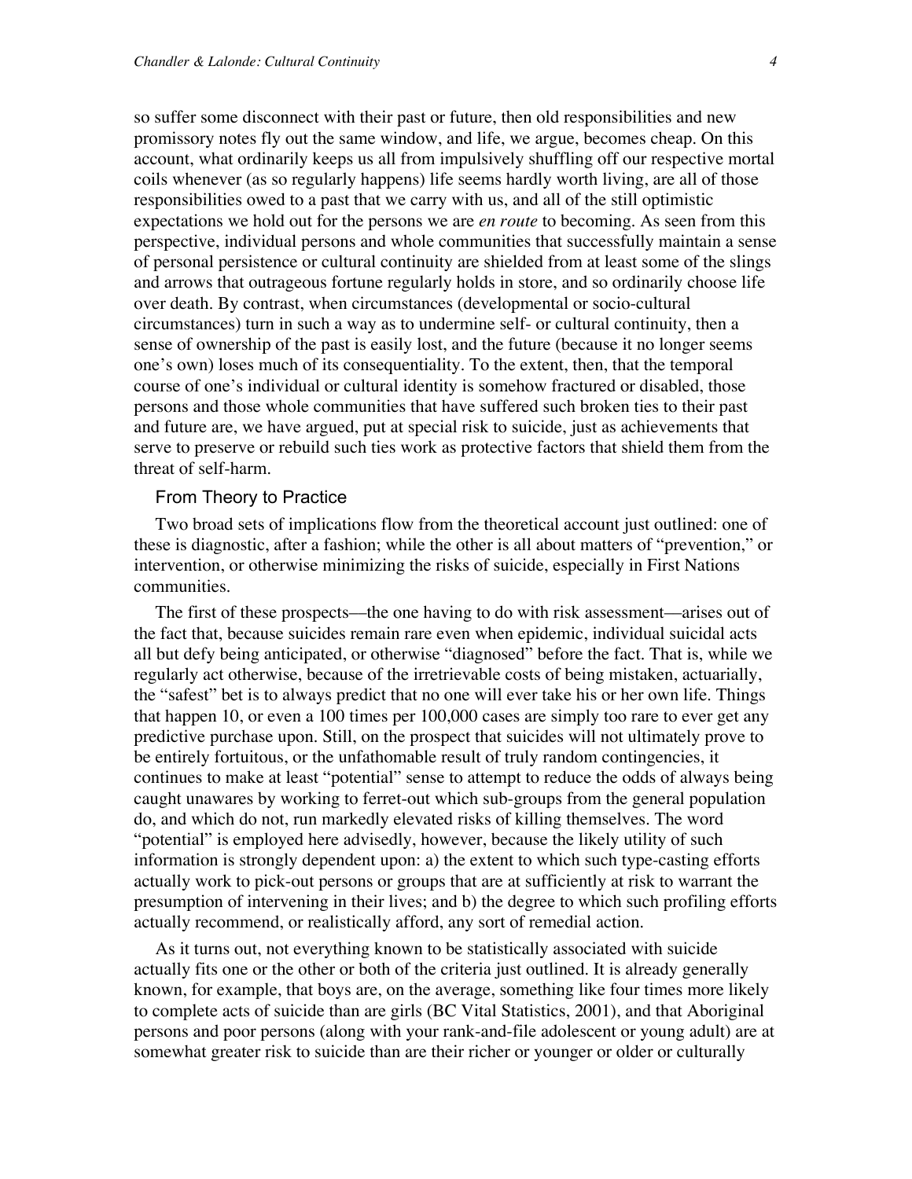so suffer some disconnect with their past or future, then old responsibilities and new promissory notes fly out the same window, and life, we argue, becomes cheap. On this account, what ordinarily keeps us all from impulsively shuffling off our respective mortal coils whenever (as so regularly happens) life seems hardly worth living, are all of those responsibilities owed to a past that we carry with us, and all of the still optimistic expectations we hold out for the persons we are *en route* to becoming. As seen from this perspective, individual persons and whole communities that successfully maintain a sense of personal persistence or cultural continuity are shielded from at least some of the slings and arrows that outrageous fortune regularly holds in store, and so ordinarily choose life over death. By contrast, when circumstances (developmental or socio-cultural circumstances) turn in such a way as to undermine self- or cultural continuity, then a sense of ownership of the past is easily lost, and the future (because it no longer seems one's own) loses much of its consequentiality. To the extent, then, that the temporal course of one's individual or cultural identity is somehow fractured or disabled, those persons and those whole communities that have suffered such broken ties to their past and future are, we have argued, put at special risk to suicide, just as achievements that serve to preserve or rebuild such ties work as protective factors that shield them from the threat of self-harm.

## From Theory to Practice

Two broad sets of implications flow from the theoretical account just outlined: one of these is diagnostic, after a fashion; while the other is all about matters of "prevention," or intervention, or otherwise minimizing the risks of suicide, especially in First Nations communities.

The first of these prospects—the one having to do with risk assessment—arises out of the fact that, because suicides remain rare even when epidemic, individual suicidal acts all but defy being anticipated, or otherwise "diagnosed" before the fact. That is, while we regularly act otherwise, because of the irretrievable costs of being mistaken, actuarially, the "safest" bet is to always predict that no one will ever take his or her own life. Things that happen 10, or even a 100 times per 100,000 cases are simply too rare to ever get any predictive purchase upon. Still, on the prospect that suicides will not ultimately prove to be entirely fortuitous, or the unfathomable result of truly random contingencies, it continues to make at least "potential" sense to attempt to reduce the odds of always being caught unawares by working to ferret-out which sub-groups from the general population do, and which do not, run markedly elevated risks of killing themselves. The word "potential" is employed here advisedly, however, because the likely utility of such information is strongly dependent upon: a) the extent to which such type-casting efforts actually work to pick-out persons or groups that are at sufficiently at risk to warrant the presumption of intervening in their lives; and b) the degree to which such profiling efforts actually recommend, or realistically afford, any sort of remedial action.

As it turns out, not everything known to be statistically associated with suicide actually fits one or the other or both of the criteria just outlined. It is already generally known, for example, that boys are, on the average, something like four times more likely to complete acts of suicide than are girls (BC Vital Statistics, 2001), and that Aboriginal persons and poor persons (along with your rank-and-file adolescent or young adult) are at somewhat greater risk to suicide than are their richer or younger or older or culturally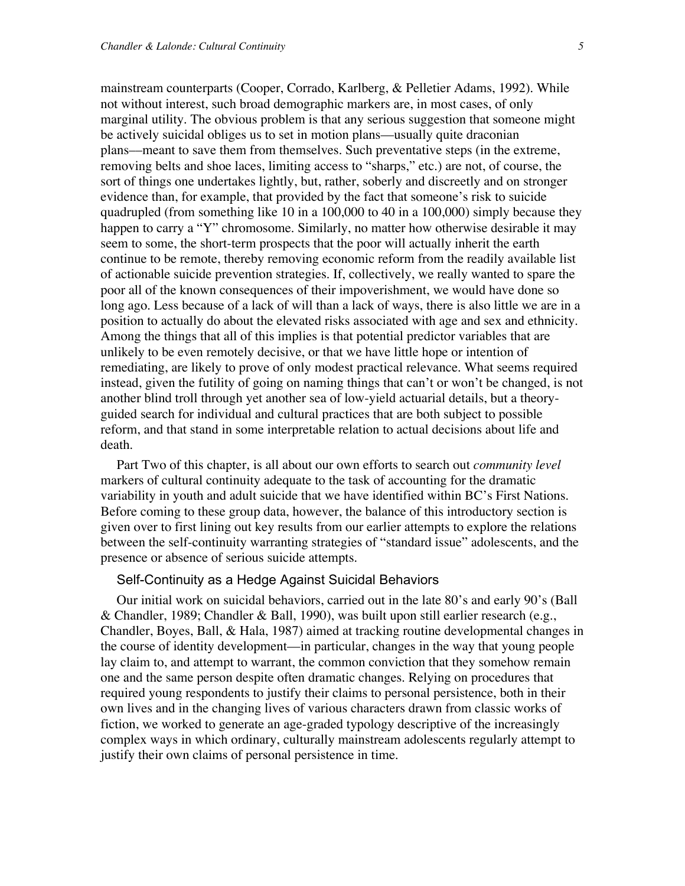mainstream counterparts (Cooper, Corrado, Karlberg, & Pelletier Adams, 1992). While not without interest, such broad demographic markers are, in most cases, of only marginal utility. The obvious problem is that any serious suggestion that someone might be actively suicidal obliges us to set in motion plans—usually quite draconian plans—meant to save them from themselves. Such preventative steps (in the extreme, removing belts and shoe laces, limiting access to "sharps," etc.) are not, of course, the sort of things one undertakes lightly, but, rather, soberly and discreetly and on stronger evidence than, for example, that provided by the fact that someone's risk to suicide quadrupled (from something like 10 in a 100,000 to 40 in a 100,000) simply because they happen to carry a "Y" chromosome. Similarly, no matter how otherwise desirable it may seem to some, the short-term prospects that the poor will actually inherit the earth continue to be remote, thereby removing economic reform from the readily available list of actionable suicide prevention strategies. If, collectively, we really wanted to spare the poor all of the known consequences of their impoverishment, we would have done so long ago. Less because of a lack of will than a lack of ways, there is also little we are in a position to actually do about the elevated risks associated with age and sex and ethnicity. Among the things that all of this implies is that potential predictor variables that are unlikely to be even remotely decisive, or that we have little hope or intention of remediating, are likely to prove of only modest practical relevance. What seems required instead, given the futility of going on naming things that can't or won't be changed, is not another blind troll through yet another sea of low-yield actuarial details, but a theory-guided search for individual and cultural practices that are both subject to possible reform, and that stand in some interpretable relation to actual decisions about life and death.

Part Two of this chapter, is all about our own efforts to search out *community level* markers of cultural continuity adequate to the task of accounting for the dramatic variability in youth and adult suicide that we have identified within BC's First Nations. Before coming to these group data, however, the balance of this introductory section is given over to first lining out key results from our earlier attempts to explore the relations between the self-continuity warranting strategies of "standard issue" adolescents, and the presence or absence of serious suicide attempts.

### Self-Continuity as a Hedge Against Suicidal Behaviors

Our initial work on suicidal behaviors, carried out in the late 80's and early 90's (Ball & Chandler, 1989; Chandler & Ball, 1990), was built upon still earlier research (e.g., Chandler, Boyes, Ball, & Hala, 1987) aimed at tracking routine developmental changes in the course of identity development—in particular, changes in the way that young people lay claim to, and attempt to warrant, the common conviction that they somehow remain one and the same person despite often dramatic changes. Relying on procedures that required young respondents to justify their claims to personal persistence, both in their own lives and in the changing lives of various characters drawn from classic works of fiction, we worked to generate an age-graded typology descriptive of the increasingly complex ways in which ordinary, culturally mainstream adolescents regularly attempt to justify their own claims of personal persistence in time.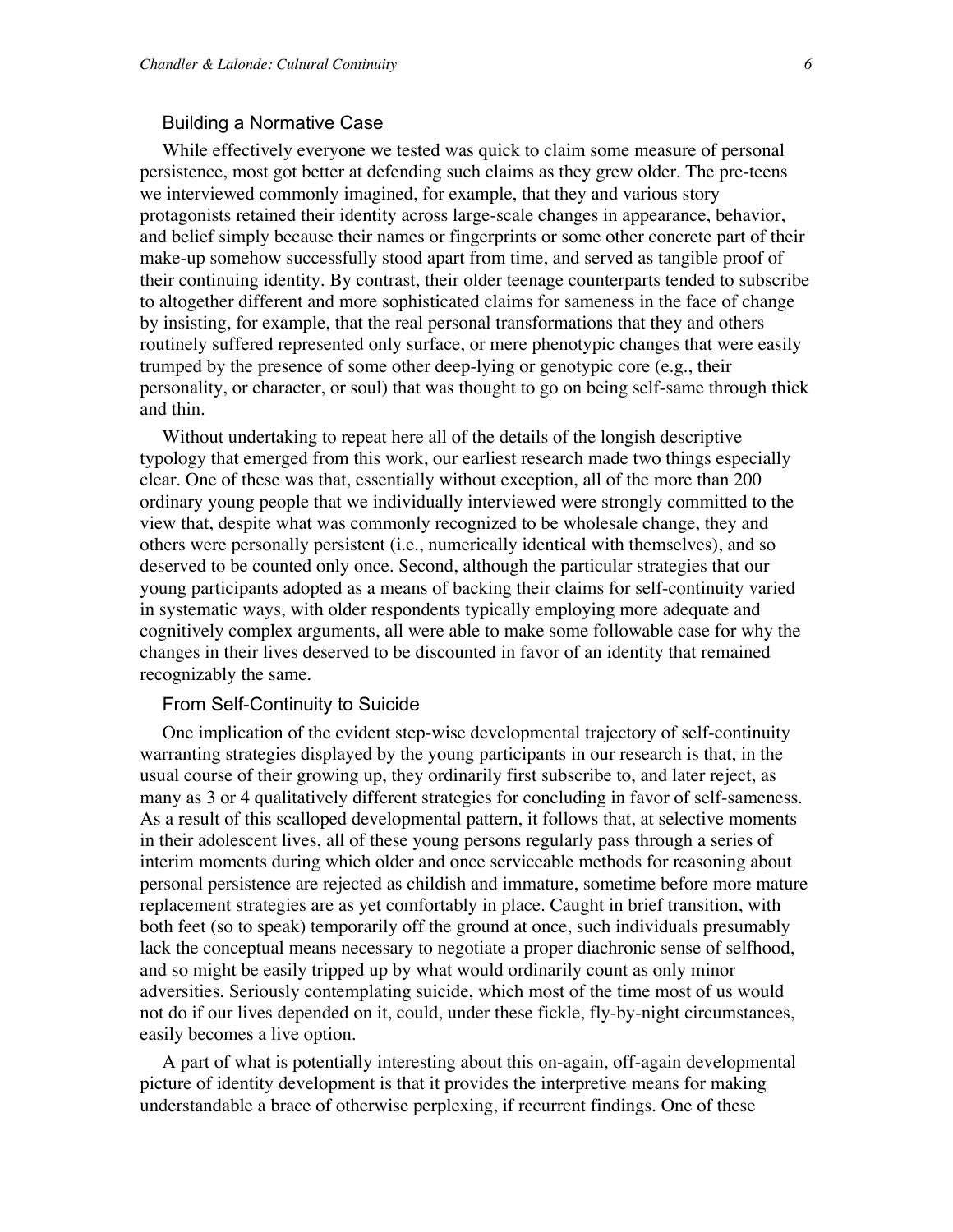### Building a Normative Case

While effectively everyone we tested was quick to claim some measure of personal persistence, most got better at defending such claims as they grew older. The pre-teens we interviewed commonly imagined, for example, that they and various story protagonists retained their identity across large-scale changes in appearance, behavior, and belief simply because their names or fingerprints or some other concrete part of their make-up somehow successfully stood apart from time, and served as tangible proof of their continuing identity. By contrast, their older teenage counterparts tended to subscribe to altogether different and more sophisticated claims for sameness in the face of change by insisting, for example, that the real personal transformations that they and others routinely suffered represented only surface, or mere phenotypic changes that were easily trumped by the presence of some other deep-lying or genotypic core (e.g., their personality, or character, or soul) that was thought to go on being self-same through thick and thin.

Without undertaking to repeat here all of the details of the longish descriptive typology that emerged from this work, our earliest research made two things especially clear. One of these was that, essentially without exception, all of the more than 200 ordinary young people that we individually interviewed were strongly committed to the view that, despite what was commonly recognized to be wholesale change, they and others were personally persistent (i.e., numerically identical with themselves), and so deserved to be counted only once. Second, although the particular strategies that our young participants adopted as a means of backing their claims for self-continuity varied in systematic ways, with older respondents typically employing more adequate and cognitively complex arguments, all were able to make some followable case for why the changes in their lives deserved to be discounted in favor of an identity that remained recognizably the same.

### From Self-Continuity to Suicide

One implication of the evident step-wise developmental trajectory of self-continuity warranting strategies displayed by the young participants in our research is that, in the usual course of their growing up, they ordinarily first subscribe to, and later reject, as many as 3 or 4 qualitatively different strategies for concluding in favor of self-sameness. As a result of this scalloped developmental pattern, it follows that, at selective moments in their adolescent lives, all of these young persons regularly pass through a series of interim moments during which older and once serviceable methods for reasoning about personal persistence are rejected as childish and immature, sometime before more mature replacement strategies are as yet comfortably in place. Caught in brief transition, with both feet (so to speak) temporarily off the ground at once, such individuals presumably lack the conceptual means necessary to negotiate a proper diachronic sense of selfhood, and so might be easily tripped up by what would ordinarily count as only minor adversities. Seriously contemplating suicide, which most of the time most of us would not do if our lives depended on it, could, under these fickle, fly-by-night circumstances, easily becomes a live option.

A part of what is potentially interesting about this on-again, off-again developmental picture of identity development is that it provides the interpretive means for making understandable a brace of otherwise perplexing, if recurrent findings. One of these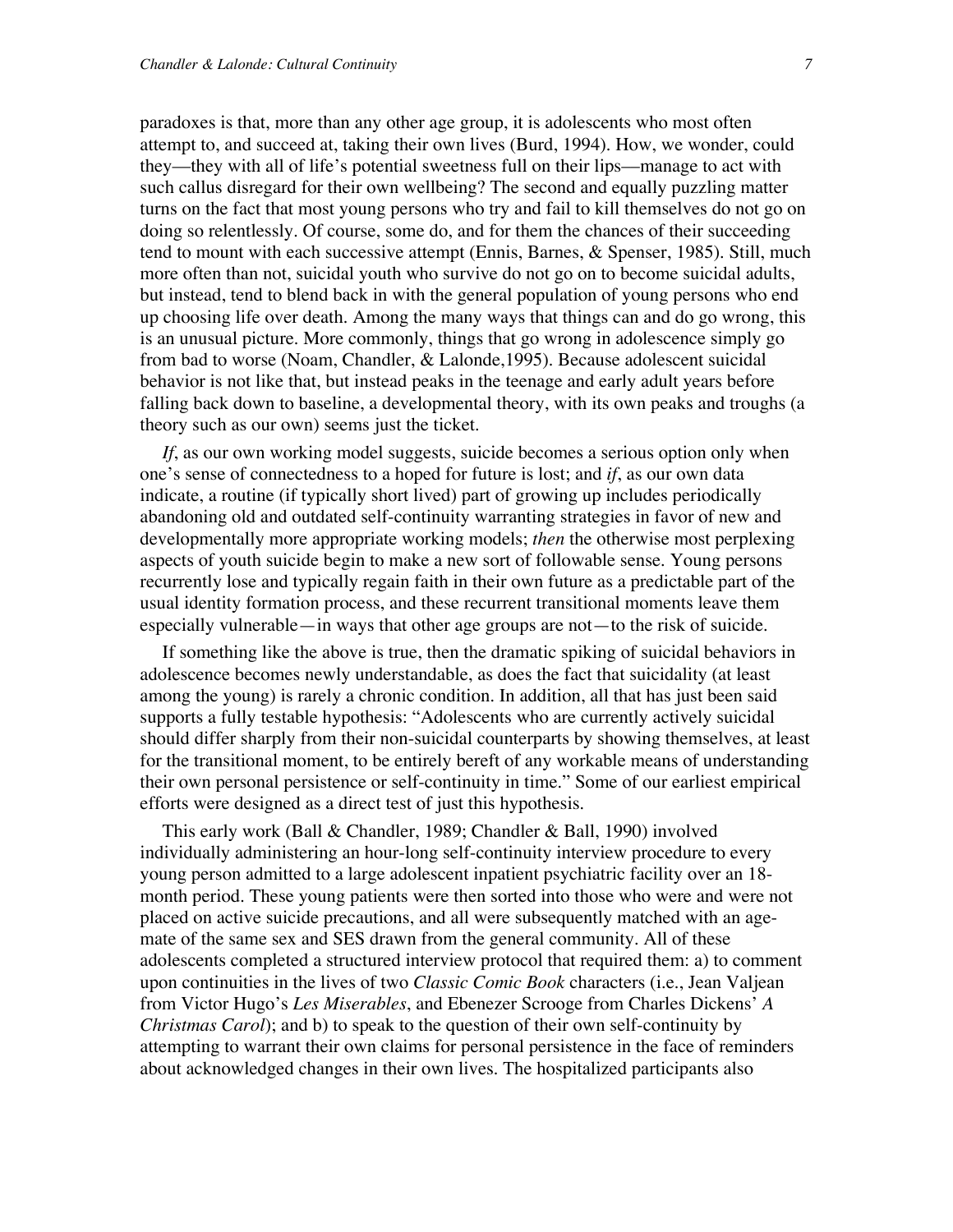paradoxes is that, more than any other age group, it is adolescents who most often attempt to, and succeed at, taking their own lives (Burd, 1994). How, we wonder, could they—they with all of life's potential sweetness full on their lips—manage to act with such callus disregard for their own wellbeing? The second and equally puzzling matter turns on the fact that most young persons who try and fail to kill themselves do not go on doing so relentlessly. Of course, some do, and for them the chances of their succeeding tend to mount with each successive attempt (Ennis, Barnes, & Spenser, 1985). Still, much more often than not, suicidal youth who survive do not go on to become suicidal adults, but instead, tend to blend back in with the general population of young persons who end up choosing life over death. Among the many ways that things can and do go wrong, this is an unusual picture. More commonly, things that go wrong in adolescence simply go from bad to worse (Noam, Chandler, & Lalonde,1995). Because adolescent suicidal behavior is not like that, but instead peaks in the teenage and early adult years before falling back down to baseline, a developmental theory, with its own peaks and troughs (a theory such as our own) seems just the ticket.

*If*, as our own working model suggests, suicide becomes a serious option only when one's sense of connectedness to a hoped for future is lost; and *if*, as our own data indicate, a routine (if typically short lived) part of growing up includes periodically abandoning old and outdated self-continuity warranting strategies in favor of new and developmentally more appropriate working models; *then* the otherwise most perplexing aspects of youth suicide begin to make a new sort of followable sense. Young persons recurrently lose and typically regain faith in their own future as a predictable part of the usual identity formation process, and these recurrent transitional moments leave them especially vulnerable—in ways that other age groups are not—to the risk of suicide.

If something like the above is true, then the dramatic spiking of suicidal behaviors in adolescence becomes newly understandable, as does the fact that suicidality (at least among the young) is rarely a chronic condition. In addition, all that has just been said supports a fully testable hypothesis: "Adolescents who are currently actively suicidal should differ sharply from their non-suicidal counterparts by showing themselves, at least for the transitional moment, to be entirely bereft of any workable means of understanding their own personal persistence or self-continuity in time." Some of our earliest empirical efforts were designed as a direct test of just this hypothesis.

This early work (Ball & Chandler, 1989; Chandler & Ball, 1990) involved individually administering an hour-long self-continuity interview procedure to every young person admitted to a large adolescent inpatient psychiatric facility over an 18-month period. These young patients were then sorted into those who were and were not placed on active suicide precautions, and all were subsequently matched with an age-mate of the same sex and SES drawn from the general community. All of these adolescents completed a structured interview protocol that required them: a) to comment upon continuities in the lives of two *Classic Comic Book* characters (i.e., Jean Valjean from Victor Hugo's *Les Miserables*, and Ebenezer Scrooge from Charles Dickens' *A Christmas Carol*); and b) to speak to the question of their own self-continuity by attempting to warrant their own claims for personal persistence in the face of reminders about acknowledged changes in their own lives. The hospitalized participants also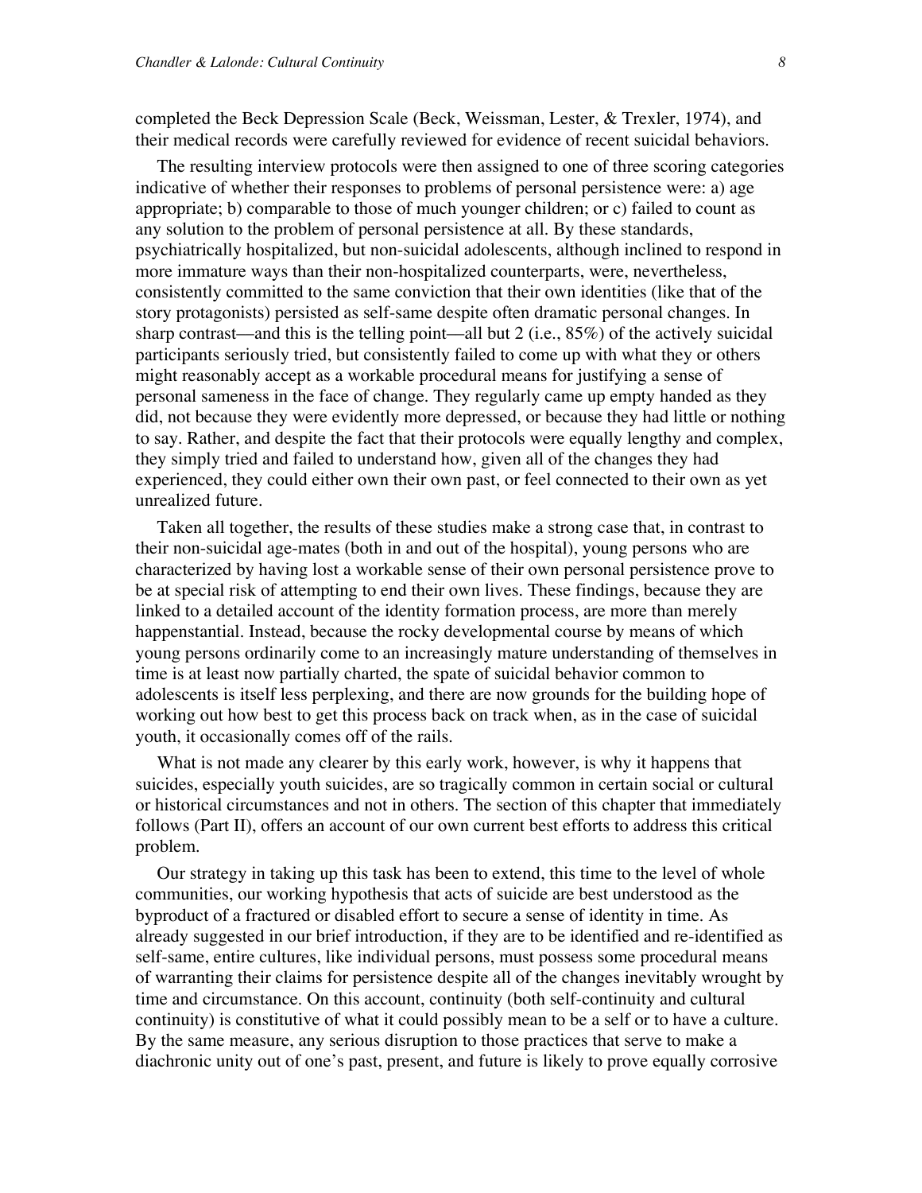completed the Beck Depression Scale (Beck, Weissman, Lester, & Trexler, 1974), and their medical records were carefully reviewed for evidence of recent suicidal behaviors.

The resulting interview protocols were then assigned to one of three scoring categories indicative of whether their responses to problems of personal persistence were: a) age appropriate; b) comparable to those of much younger children; or c) failed to count as any solution to the problem of personal persistence at all. By these standards, psychiatrically hospitalized, but non-suicidal adolescents, although inclined to respond in more immature ways than their non-hospitalized counterparts, were, nevertheless, consistently committed to the same conviction that their own identities (like that of the story protagonists) persisted as self-same despite often dramatic personal changes. In sharp contrast—and this is the telling point—all but 2 (i.e., 85%) of the actively suicidal participants seriously tried, but consistently failed to come up with what they or others might reasonably accept as a workable procedural means for justifying a sense of personal sameness in the face of change. They regularly came up empty handed as they did, not because they were evidently more depressed, or because they had little or nothing to say. Rather, and despite the fact that their protocols were equally lengthy and complex, they simply tried and failed to understand how, given all of the changes they had experienced, they could either own their own past, or feel connected to their own as yet unrealized future.

Taken all together, the results of these studies make a strong case that, in contrast to their non-suicidal age-mates (both in and out of the hospital), young persons who are characterized by having lost a workable sense of their own personal persistence prove to be at special risk of attempting to end their own lives. These findings, because they are linked to a detailed account of the identity formation process, are more than merely happenstantial. Instead, because the rocky developmental course by means of which young persons ordinarily come to an increasingly mature understanding of themselves in time is at least now partially charted, the spate of suicidal behavior common to adolescents is itself less perplexing, and there are now grounds for the building hope of working out how best to get this process back on track when, as in the case of suicidal youth, it occasionally comes off of the rails.

What is not made any clearer by this early work, however, is why it happens that suicides, especially youth suicides, are so tragically common in certain social or cultural or historical circumstances and not in others. The section of this chapter that immediately follows (Part II), offers an account of our own current best efforts to address this critical problem.

Our strategy in taking up this task has been to extend, this time to the level of whole communities, our working hypothesis that acts of suicide are best understood as the byproduct of a fractured or disabled effort to secure a sense of identity in time. As already suggested in our brief introduction, if they are to be identified and re-identified as self-same, entire cultures, like individual persons, must possess some procedural means of warranting their claims for persistence despite all of the changes inevitably wrought by time and circumstance. On this account, continuity (both self-continuity and cultural continuity) is constitutive of what it could possibly mean to be a self or to have a culture. By the same measure, any serious disruption to those practices that serve to make a diachronic unity out of one's past, present, and future is likely to prove equally corrosive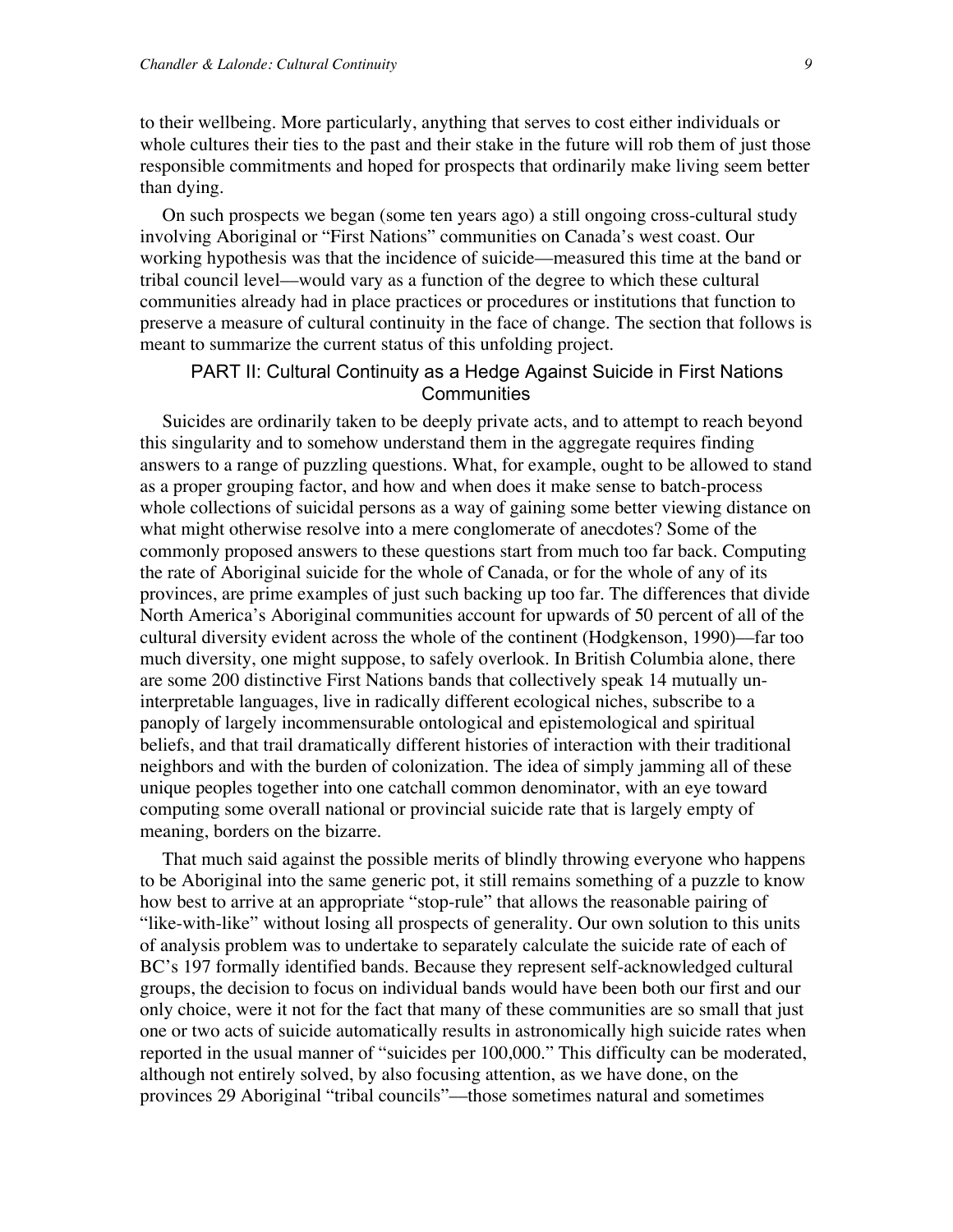to their wellbeing. More particularly, anything that serves to cost either individuals or whole cultures their ties to the past and their stake in the future will rob them of just those responsible commitments and hoped for prospects that ordinarily make living seem better than dying.

On such prospects we began (some ten years ago) a still ongoing cross-cultural study involving Aboriginal or "First Nations" communities on Canada's west coast. Our working hypothesis was that the incidence of suicide—measured this time at the band or tribal council level—would vary as a function of the degree to which these cultural communities already had in place practices or procedures or institutions that function to preserve a measure of cultural continuity in the face of change. The section that follows is meant to summarize the current status of this unfolding project.

## PART II: Cultural Continuity as a Hedge Against Suicide in First Nations Communities

Suicides are ordinarily taken to be deeply private acts, and to attempt to reach beyond this singularity and to somehow understand them in the aggregate requires finding answers to a range of puzzling questions. What, for example, ought to be allowed to stand as a proper grouping factor, and how and when does it make sense to batch-process whole collections of suicidal persons as a way of gaining some better viewing distance on what might otherwise resolve into a mere conglomerate of anecdotes? Some of the commonly proposed answers to these questions start from much too far back. Computing the rate of Aboriginal suicide for the whole of Canada, or for the whole of any of its provinces, are prime examples of just such backing up too far. The differences that divide North America's Aboriginal communities account for upwards of 50 percent of all of the cultural diversity evident across the whole of the continent (Hodgkenson, 1990)—far too much diversity, one might suppose, to safely overlook. In British Columbia alone, there are some 200 distinctive First Nations bands that collectively speak 14 mutually un-interpretable languages, live in radically different ecological niches, subscribe to a panoply of largely incommensurable ontological and epistemological and spiritual beliefs, and that trail dramatically different histories of interaction with their traditional neighbors and with the burden of colonization. The idea of simply jamming all of these unique peoples together into one catchall common denominator, with an eye toward computing some overall national or provincial suicide rate that is largely empty of meaning, borders on the bizarre.

That much said against the possible merits of blindly throwing everyone who happens to be Aboriginal into the same generic pot, it still remains something of a puzzle to know how best to arrive at an appropriate "stop-rule" that allows the reasonable pairing of "like-with-like" without losing all prospects of generality. Our own solution to this units of analysis problem was to undertake to separately calculate the suicide rate of each of BC's 197 formally identified bands. Because they represent self-acknowledged cultural groups, the decision to focus on individual bands would have been both our first and our only choice, were it not for the fact that many of these communities are so small that just one or two acts of suicide automatically results in astronomically high suicide rates when reported in the usual manner of "suicides per 100,000." This difficulty can be moderated, although not entirely solved, by also focusing attention, as we have done, on the provinces 29 Aboriginal "tribal councils"—those sometimes natural and sometimes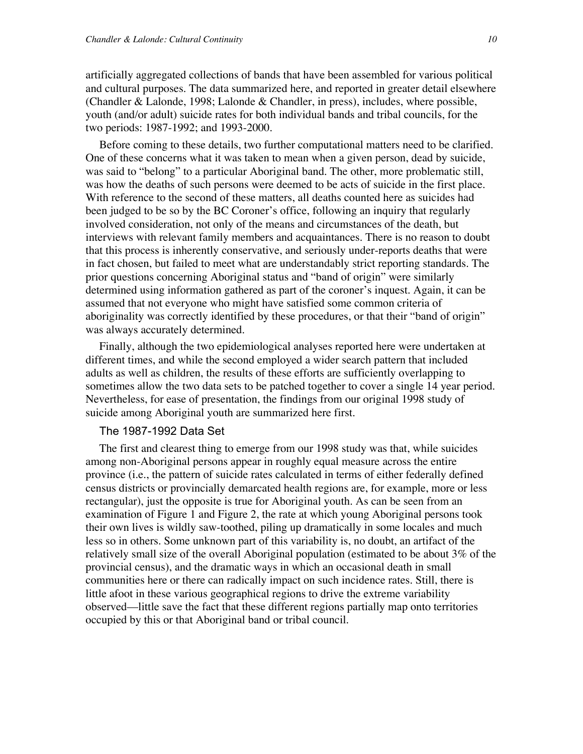artificially aggregated collections of bands that have been assembled for various political and cultural purposes. The data summarized here, and reported in greater detail elsewhere (Chandler & Lalonde, 1998; Lalonde & Chandler, in press), includes, where possible, youth (and/or adult) suicide rates for both individual bands and tribal councils, for the two periods: 1987-1992; and 1993-2000.

Before coming to these details, two further computational matters need to be clarified. One of these concerns what it was taken to mean when a given person, dead by suicide, was said to "belong" to a particular Aboriginal band. The other, more problematic still, was how the deaths of such persons were deemed to be acts of suicide in the first place. With reference to the second of these matters, all deaths counted here as suicides had been judged to be so by the BC Coroner's office, following an inquiry that regularly involved consideration, not only of the means and circumstances of the death, but interviews with relevant family members and acquaintances. There is no reason to doubt that this process is inherently conservative, and seriously under-reports deaths that were in fact chosen, but failed to meet what are understandably strict reporting standards. The prior questions concerning Aboriginal status and "band of origin" were similarly determined using information gathered as part of the coroner's inquest. Again, it can be assumed that not everyone who might have satisfied some common criteria of aboriginality was correctly identified by these procedures, or that their "band of origin" was always accurately determined.

Finally, although the two epidemiological analyses reported here were undertaken at different times, and while the second employed a wider search pattern that included adults as well as children, the results of these efforts are sufficiently overlapping to sometimes allow the two data sets to be patched together to cover a single 14 year period. Nevertheless, for ease of presentation, the findings from our original 1998 study of suicide among Aboriginal youth are summarized here first.

### The 1987-1992 Data Set

The first and clearest thing to emerge from our 1998 study was that, while suicides among non-Aboriginal persons appear in roughly equal measure across the entire province (i.e., the pattern of suicide rates calculated in terms of either federally defined census districts or provincially demarcated health regions are, for example, more or less rectangular), just the opposite is true for Aboriginal youth. As can be seen from an examination of Figure 1 and Figure 2, the rate at which young Aboriginal persons took their own lives is wildly saw-toothed, piling up dramatically in some locales and much less so in others. Some unknown part of this variability is, no doubt, an artifact of the relatively small size of the overall Aboriginal population (estimated to be about 3% of the provincial census), and the dramatic ways in which an occasional death in small communities here or there can radically impact on such incidence rates. Still, there is little afoot in these various geographical regions to drive the extreme variability observed—little save the fact that these different regions partially map onto territories occupied by this or that Aboriginal band or tribal council.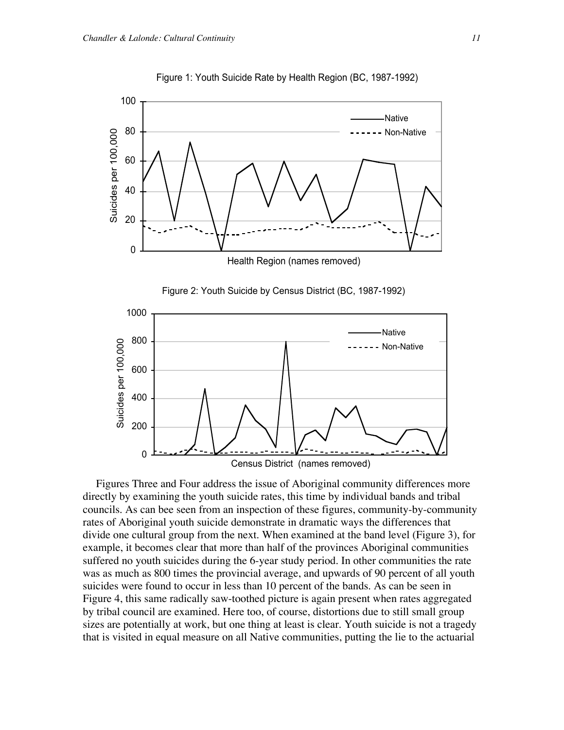Figure 1: Youth Suicide Rate by Health Region (BC, 1987-1992)

100
80
60
40
20
0
Suicides per 100,000
Native
Non-Native
Health Region (names removed)

Figure 2: Youth Suicide by Census District (BC, 1987-1992)

1000
800
600
400
200
0
Suicides per 100,000
Native
Non-Native
Census District (names removed)

Figures Three and Four address the issue of Aboriginal community differences more directly by examining the youth suicide rates, this time by individual bands and tribal councils. As can bee seen from an inspection of these figures, community-by-community rates of Aboriginal youth suicide demonstrate in dramatic ways the differences that divide one cultural group from the next. When examined at the band level (Figure 3), for example, it becomes clear that more than half of the provinces Aboriginal communities suffered no youth suicides during the 6-year study period. In other communities the rate was as much as 800 times the provincial average, and upwards of 90 percent of all youth suicides were found to occur in less than 10 percent of the bands. As can be seen in Figure 4, this same radically saw-toothed picture is again present when rates aggregated by tribal council are examined. Here too, of course, distortions due to still small group sizes are potentially at work, but one thing at least is clear. Youth suicide is not a tragedy that is visited in equal measure on all Native communities, putting the lie to the actuarial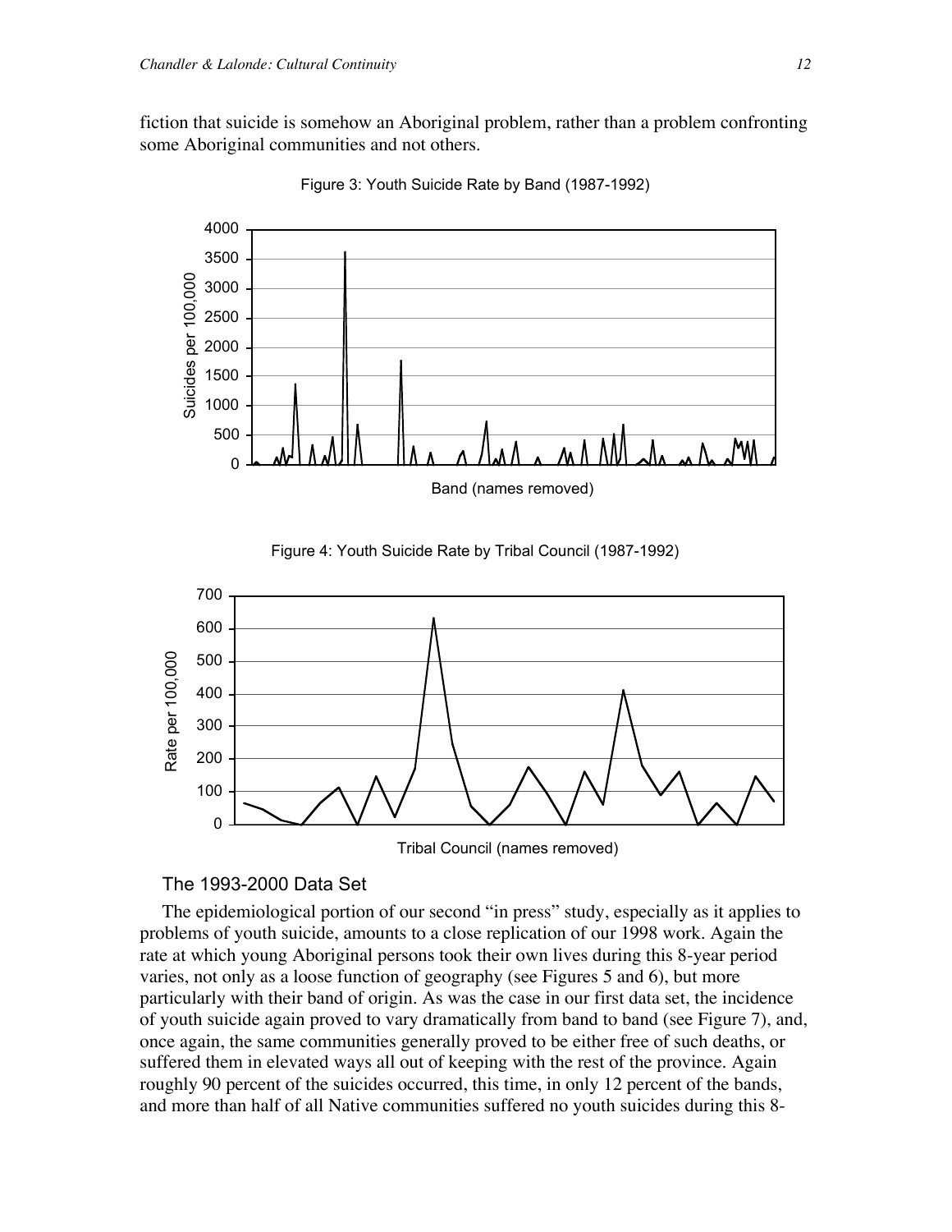fiction that suicide is somehow an Aboriginal problem, rather than a problem confronting some Aboriginal communities and not others.

Figure 3: Youth Suicide Rate by Band (1987-1992)

4000
3500
3000
2500
2000
1500
1000
500
0

Suicides per 100,000

Band (names removed)

Figure 4: Youth Suicide Rate by Tribal Council (1987-1992)

700
600
500
400
300
200
100
0

Rate per 100,000

Tribal Council (names removed)

## The 1993-2000 Data Set

The epidemiological portion of our second "in press" study, especially as it applies to problems of youth suicide, amounts to a close replication of our 1998 work. Again the rate at which young Aboriginal persons took their own lives during this 8-year period varies, not only as a loose function of geography (see Figures 5 and 6), but more particularly with their band of origin. As was the case in our first data set, the incidence of youth suicide again proved to vary dramatically from band to band (see Figure 7), and, once again, the same communities generally proved to be either free of such deaths, or suffered them in elevated ways all out of keeping with the rest of the province. Again roughly 90 percent of the suicides occurred, this time, in only 12 percent of the bands, and more than half of all Native communities suffered no youth suicides during this 8-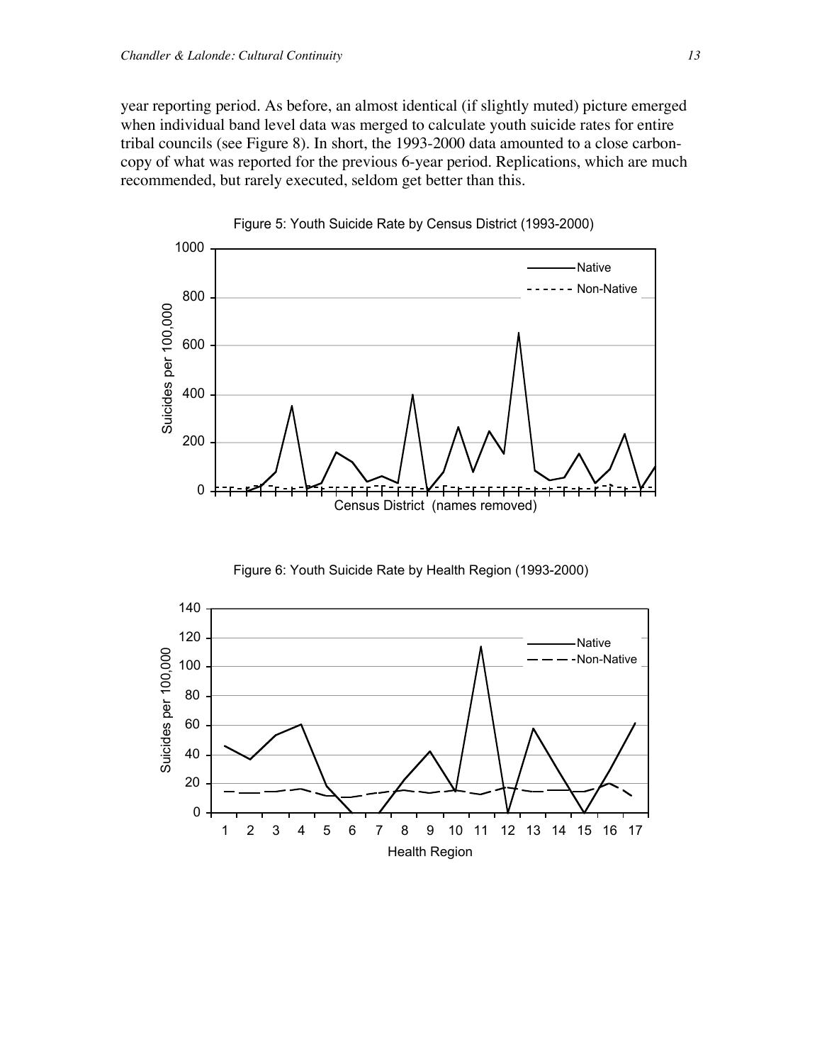year reporting period. As before, an almost identical (if slightly muted) picture emerged when individual band level data was merged to calculate youth suicide rates for entire tribal councils (see Figure 8). In short, the 1993-2000 data amounted to a close carbon-copy of what was reported for the previous 6-year period. Replications, which are much recommended, but rarely executed, seldom get better than this.

Figure 5: Youth Suicide Rate by Census District (1993-2000)

Native
Non-Native
Suicides per 100,000
1000
800
600
400
200
0
Census District (names removed)

Figure 6: Youth Suicide Rate by Health Region (1993-2000)

Native
Non-Native
Suicides per 100,000
140
120
100
80
60
40
20
0
1 2 3 4 5 6 7 8 9 10 11 12 13 14 15 16 17
Health Region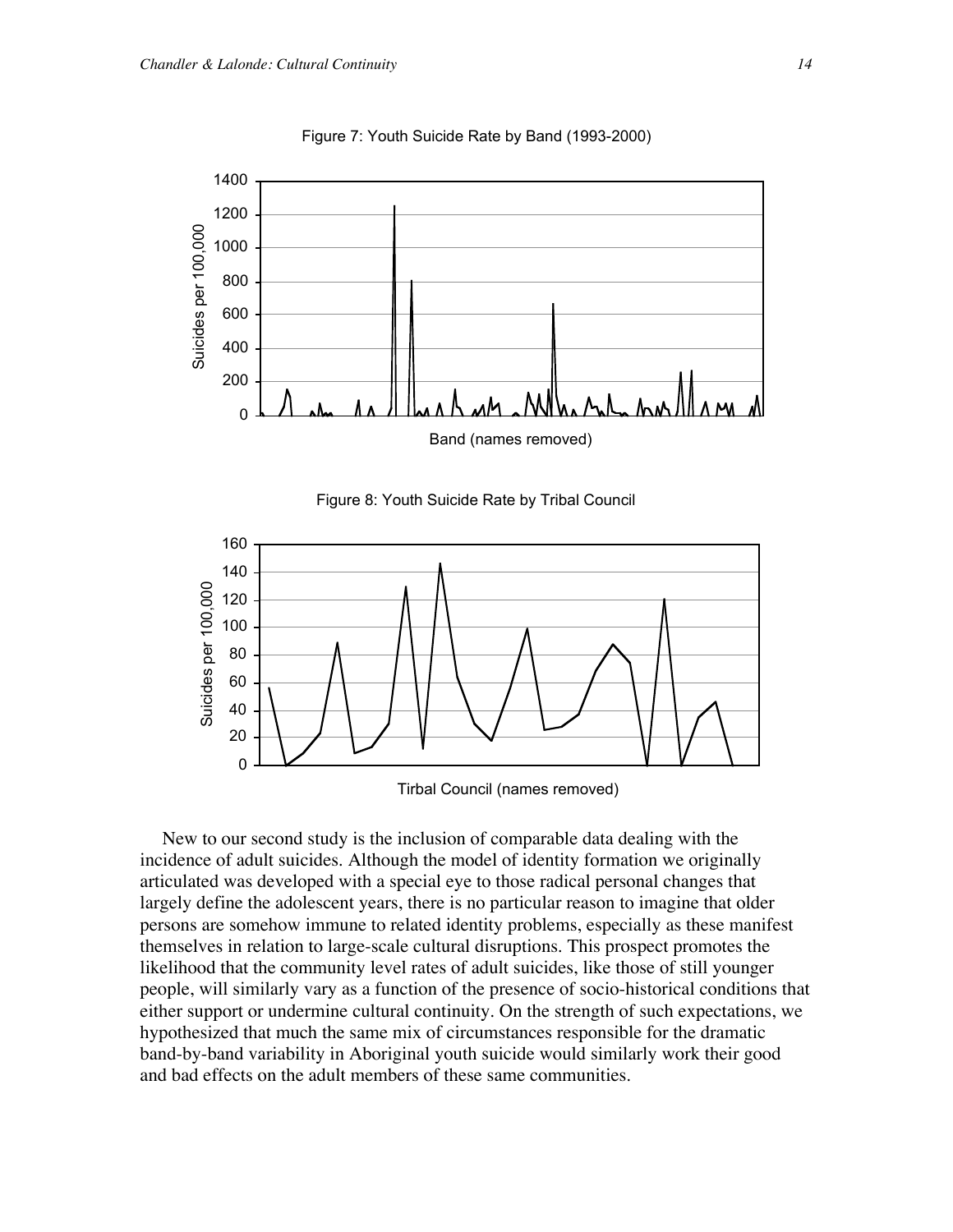Figure 7: Youth Suicide Rate by Band (1993-2000)

Figure 8: Youth Suicide Rate by Tribal Council

New to our second study is the inclusion of comparable data dealing with the incidence of adult suicides. Although the model of identity formation we originally articulated was developed with a special eye to those radical personal changes that largely define the adolescent years, there is no particular reason to imagine that older persons are somehow immune to related identity problems, especially as these manifest themselves in relation to large-scale cultural disruptions. This prospect promotes the likelihood that the community level rates of adult suicides, like those of still younger people, will similarly vary as a function of the presence of socio-historical conditions that either support or undermine cultural continuity. On the strength of such expectations, we hypothesized that much the same mix of circumstances responsible for the dramatic band-by-band variability in Aboriginal youth suicide would similarly work their good and bad effects on the adult members of these same communities.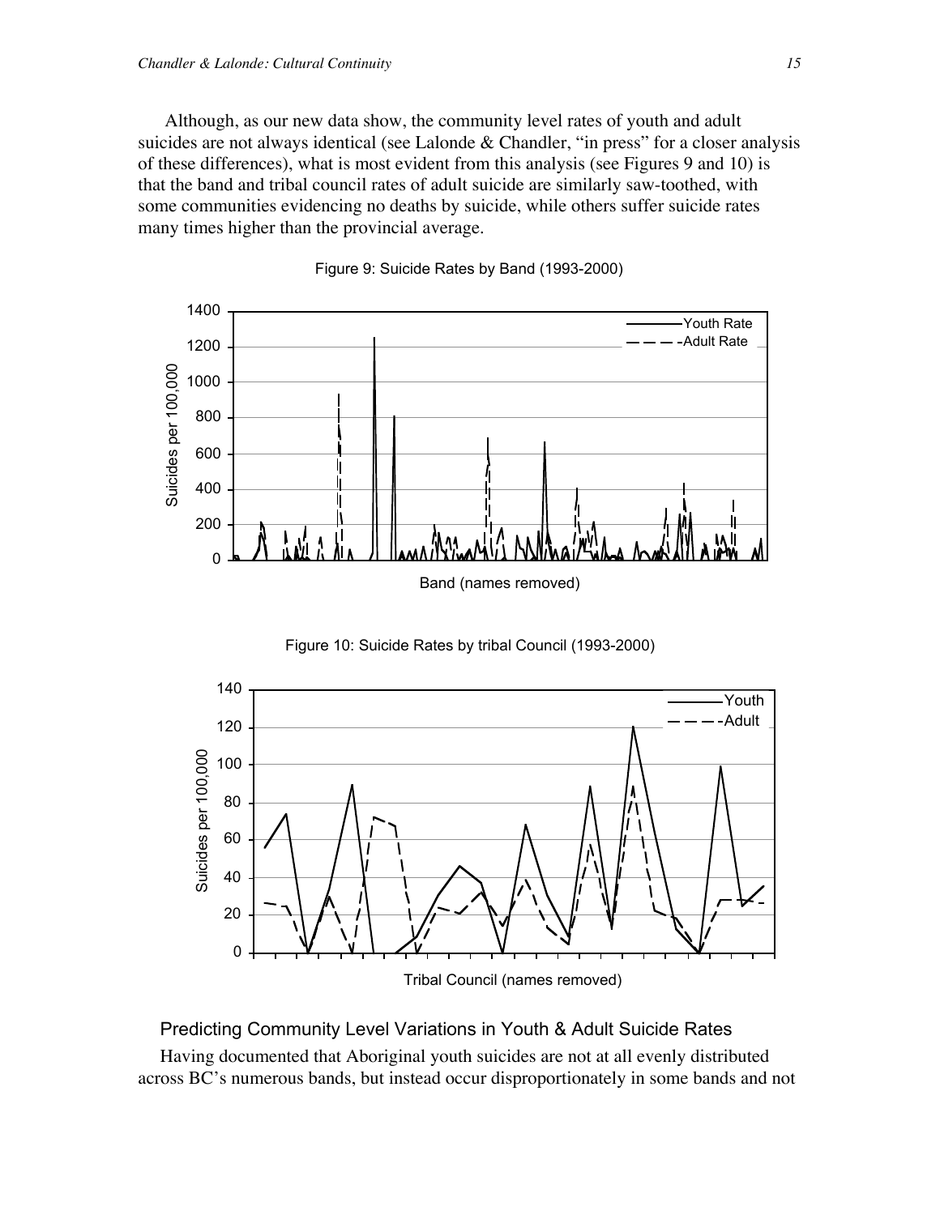Although, as our new data show, the community level rates of youth and adult suicides are not always identical (see Lalonde & Chandler, "in press" for a closer analysis of these differences), what is most evident from this analysis (see Figures 9 and 10) is that the band and tribal council rates of adult suicide are similarly saw-toothed, with some communities evidencing no deaths by suicide, while others suffer suicide rates many times higher than the provincial average.

Figure 9: Suicide Rates by Band (1993-2000)

Youth Rate
Adult Rate

Suicides per 100,000

0
200
400
600
800
1000
1200
1400

Band (names removed)

Figure 10: Suicide Rates by tribal Council (1993-2000)

Youth
Adult

Suicides per 100,000

0
20
40
60
80
100
120
140

Tribal Council (names removed)

## Predicting Community Level Variations in Youth & Adult Suicide Rates

Having documented that Aboriginal youth suicides are not at all evenly distributed across BC's numerous bands, but instead occur disproportionately in some bands and not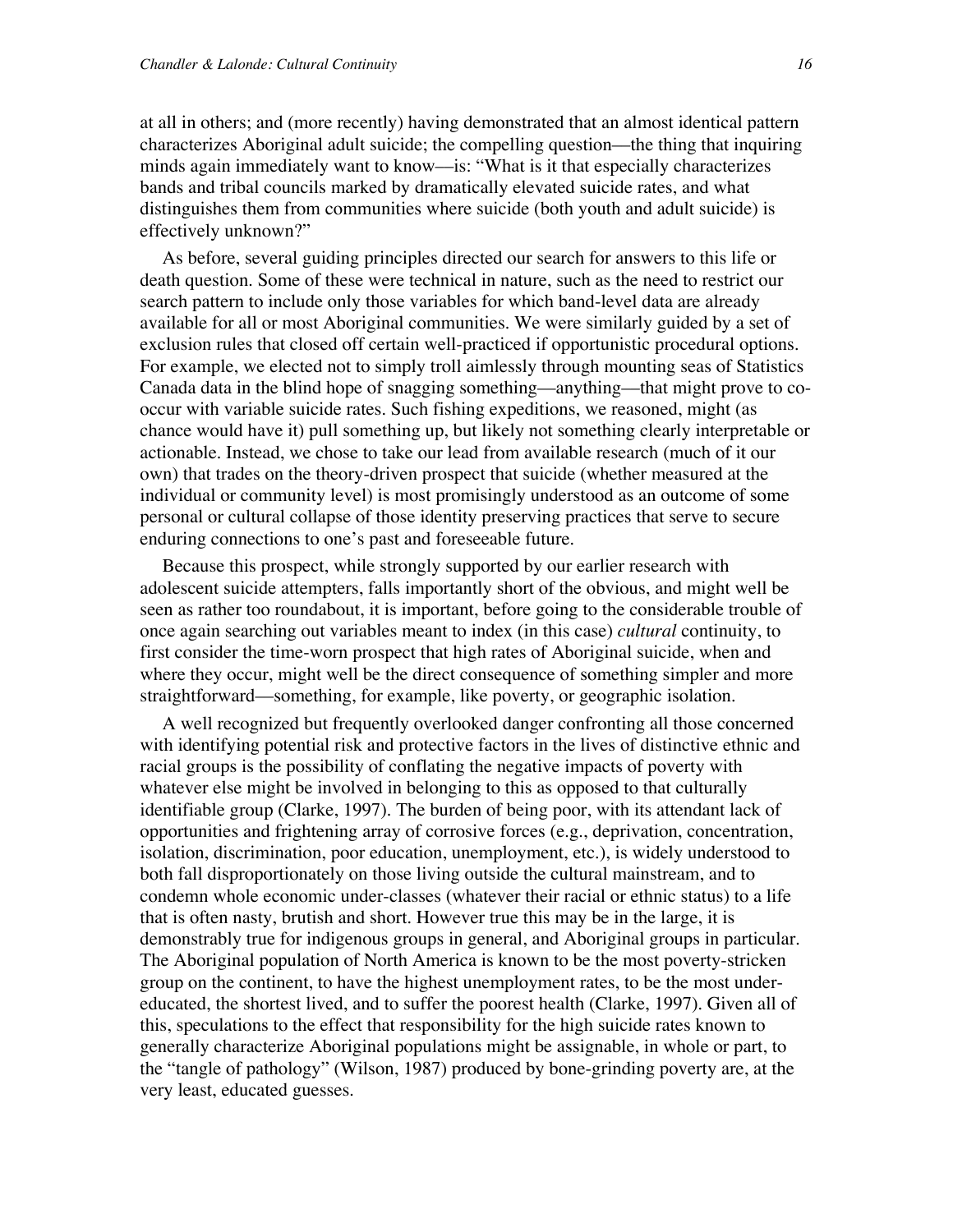at all in others; and (more recently) having demonstrated that an almost identical pattern characterizes Aboriginal adult suicide; the compelling question—the thing that inquiring minds again immediately want to know—is: "What is it that especially characterizes bands and tribal councils marked by dramatically elevated suicide rates, and what distinguishes them from communities where suicide (both youth and adult suicide) is effectively unknown?"

As before, several guiding principles directed our search for answers to this life or death question. Some of these were technical in nature, such as the need to restrict our search pattern to include only those variables for which band-level data are already available for all or most Aboriginal communities. We were similarly guided by a set of exclusion rules that closed off certain well-practiced if opportunistic procedural options. For example, we elected not to simply troll aimlessly through mounting seas of Statistics Canada data in the blind hope of snagging something—anything—that might prove to co-occur with variable suicide rates. Such fishing expeditions, we reasoned, might (as chance would have it) pull something up, but likely not something clearly interpretable or actionable. Instead, we chose to take our lead from available research (much of it our own) that trades on the theory-driven prospect that suicide (whether measured at the individual or community level) is most promisingly understood as an outcome of some personal or cultural collapse of those identity preserving practices that serve to secure enduring connections to one's past and foreseeable future.

Because this prospect, while strongly supported by our earlier research with adolescent suicide attempters, falls importantly short of the obvious, and might well be seen as rather too roundabout, it is important, before going to the considerable trouble of once again searching out variables meant to index (in this case) *cultural* continuity, to first consider the time-worn prospect that high rates of Aboriginal suicide, when and where they occur, might well be the direct consequence of something simpler and more straightforward—something, for example, like poverty, or geographic isolation.

A well recognized but frequently overlooked danger confronting all those concerned with identifying potential risk and protective factors in the lives of distinctive ethnic and racial groups is the possibility of conflating the negative impacts of poverty with whatever else might be involved in belonging to this as opposed to that culturally identifiable group (Clarke, 1997). The burden of being poor, with its attendant lack of opportunities and frightening array of corrosive forces (e.g., deprivation, concentration, isolation, discrimination, poor education, unemployment, etc.), is widely understood to both fall disproportionately on those living outside the cultural mainstream, and to condemn whole economic under-classes (whatever their racial or ethnic status) to a life that is often nasty, brutish and short. However true this may be in the large, it is demonstrably true for indigenous groups in general, and Aboriginal groups in particular. The Aboriginal population of North America is known to be the most poverty-stricken group on the continent, to have the highest unemployment rates, to be the most under-educated, the shortest lived, and to suffer the poorest health (Clarke, 1997). Given all of this, speculations to the effect that responsibility for the high suicide rates known to generally characterize Aboriginal populations might be assignable, in whole or part, to the "tangle of pathology" (Wilson, 1987) produced by bone-grinding poverty are, at the very least, educated guesses.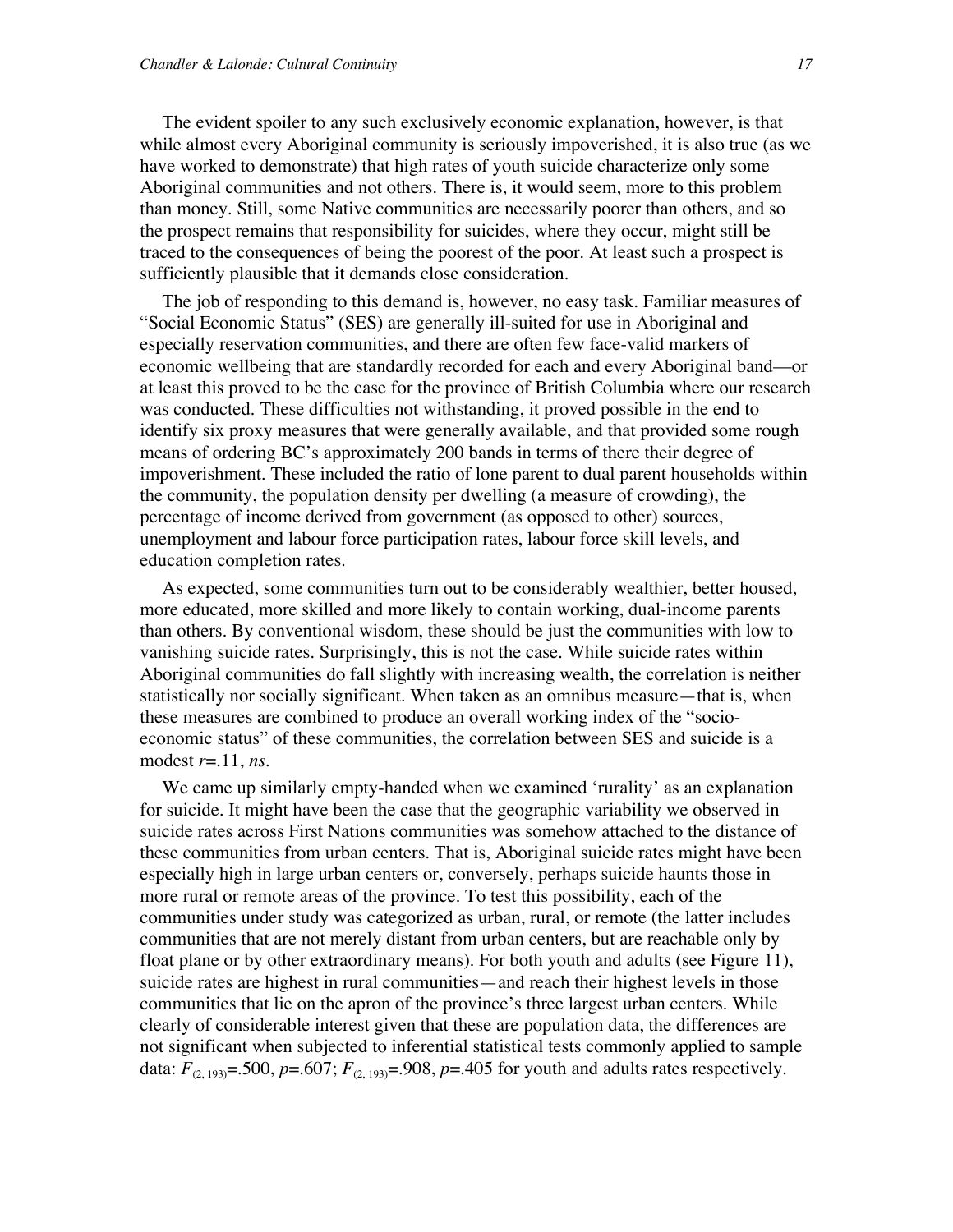The evident spoiler to any such exclusively economic explanation, however, is that while almost every Aboriginal community is seriously impoverished, it is also true (as we have worked to demonstrate) that high rates of youth suicide characterize only some Aboriginal communities and not others. There is, it would seem, more to this problem than money. Still, some Native communities are necessarily poorer than others, and so the prospect remains that responsibility for suicides, where they occur, might still be traced to the consequences of being the poorest of the poor. At least such a prospect is sufficiently plausible that it demands close consideration.

The job of responding to this demand is, however, no easy task. Familiar measures of "Social Economic Status" (SES) are generally ill-suited for use in Aboriginal and especially reservation communities, and there are often few face-valid markers of economic wellbeing that are standardly recorded for each and every Aboriginal band—or at least this proved to be the case for the province of British Columbia where our research was conducted. These difficulties not withstanding, it proved possible in the end to identify six proxy measures that were generally available, and that provided some rough means of ordering BC's approximately 200 bands in terms of there their degree of impoverishment. These included the ratio of lone parent to dual parent households within the community, the population density per dwelling (a measure of crowding), the percentage of income derived from government (as opposed to other) sources, unemployment and labour force participation rates, labour force skill levels, and education completion rates.

As expected, some communities turn out to be considerably wealthier, better housed, more educated, more skilled and more likely to contain working, dual-income parents than others. By conventional wisdom, these should be just the communities with low to vanishing suicide rates. Surprisingly, this is not the case. While suicide rates within Aboriginal communities do fall slightly with increasing wealth, the correlation is neither statistically nor socially significant. When taken as an omnibus measure—that is, when these measures are combined to produce an overall working index of the "socio-economic status" of these communities, the correlation between SES and suicide is a modest $r$=.11, *ns*.

We came up similarly empty-handed when we examined 'rurality' as an explanation for suicide. It might have been the case that the geographic variability we observed in suicide rates across First Nations communities was somehow attached to the distance of these communities from urban centers. That is, Aboriginal suicide rates might have been especially high in large urban centers or, conversely, perhaps suicide haunts those in more rural or remote areas of the province. To test this possibility, each of the communities under study was categorized as urban, rural, or remote (the latter includes communities that are not merely distant from urban centers, but are reachable only by float plane or by other extraordinary means). For both youth and adults (see Figure 11), suicide rates are highest in rural communities—and reach their highest levels in those communities that lie on the apron of the province's three largest urban centers. While clearly of considerable interest given that these are population data, the differences are not significant when subjected to inferential statistical tests commonly applied to sample data: $F_{(2, 193)}$=.500, $p$=.607; $F_{(2, 193)}$=.908, $p$=.405 for youth and adults rates respectively.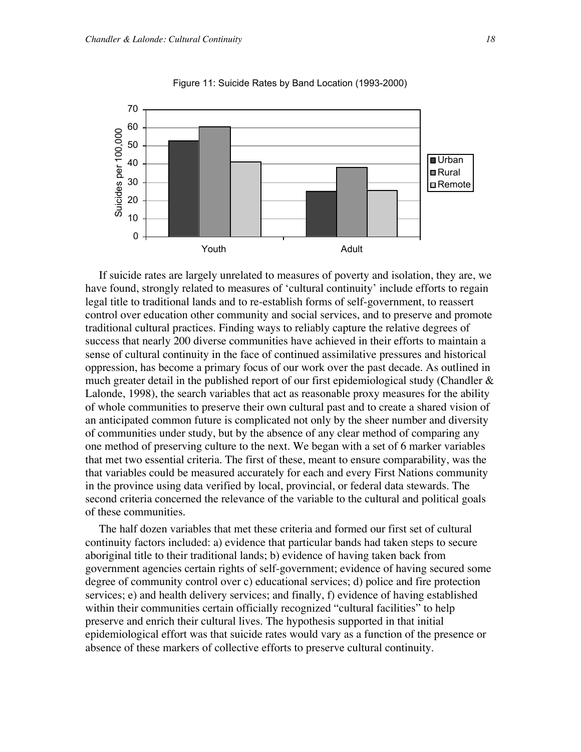Figure 11: Suicide Rates by Band Location (1993-2000)

Suicides per 100,000

70
60
50
40
30
20
10
0

Youth
Adult

Urban
Rural
Remote

If suicide rates are largely unrelated to measures of poverty and isolation, they are, we have found, strongly related to measures of 'cultural continuity' include efforts to regain legal title to traditional lands and to re-establish forms of self-government, to reassert control over education other community and social services, and to preserve and promote traditional cultural practices. Finding ways to reliably capture the relative degrees of success that nearly 200 diverse communities have achieved in their efforts to maintain a sense of cultural continuity in the face of continued assimilative pressures and historical oppression, has become a primary focus of our work over the past decade. As outlined in much greater detail in the published report of our first epidemiological study (Chandler & Lalonde, 1998), the search variables that act as reasonable proxy measures for the ability of whole communities to preserve their own cultural past and to create a shared vision of an anticipated common future is complicated not only by the sheer number and diversity of communities under study, but by the absence of any clear method of comparing any one method of preserving culture to the next. We began with a set of 6 marker variables that met two essential criteria. The first of these, meant to ensure comparability, was the that variables could be measured accurately for each and every First Nations community in the province using data verified by local, provincial, or federal data stewards. The second criteria concerned the relevance of the variable to the cultural and political goals of these communities.

The half dozen variables that met these criteria and formed our first set of cultural continuity factors included: a) evidence that particular bands had taken steps to secure aboriginal title to their traditional lands; b) evidence of having taken back from government agencies certain rights of self-government; evidence of having secured some degree of community control over c) educational services; d) police and fire protection services; e) and health delivery services; and finally, f) evidence of having established within their communities certain officially recognized "cultural facilities" to help preserve and enrich their cultural lives. The hypothesis supported in that initial epidemiological effort was that suicide rates would vary as a function of the presence or absence of these markers of collective efforts to preserve cultural continuity.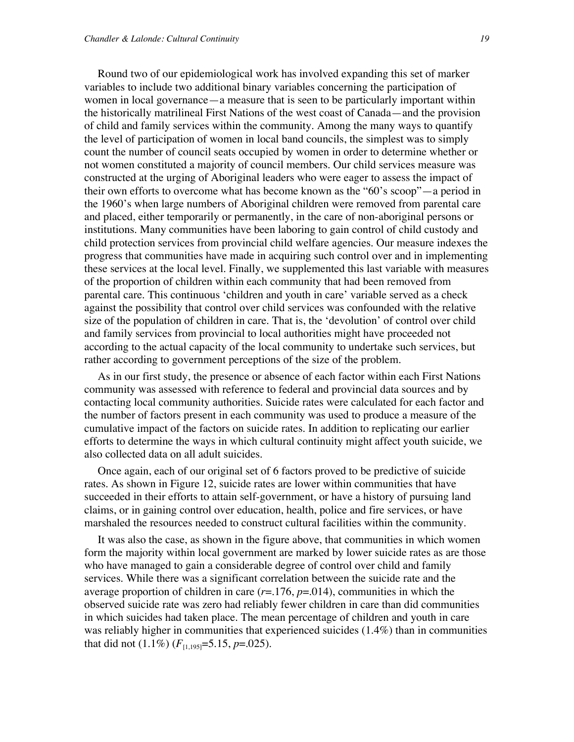Round two of our epidemiological work has involved expanding this set of marker variables to include two additional binary variables concerning the participation of women in local governance—a measure that is seen to be particularly important within the historically matrilineal First Nations of the west coast of Canada—and the provision of child and family services within the community. Among the many ways to quantify the level of participation of women in local band councils, the simplest was to simply count the number of council seats occupied by women in order to determine whether or not women constituted a majority of council members. Our child services measure was constructed at the urging of Aboriginal leaders who were eager to assess the impact of their own efforts to overcome what has become known as the "60's scoop"—a period in the 1960's when large numbers of Aboriginal children were removed from parental care and placed, either temporarily or permanently, in the care of non-aboriginal persons or institutions. Many communities have been laboring to gain control of child custody and child protection services from provincial child welfare agencies. Our measure indexes the progress that communities have made in acquiring such control over and in implementing these services at the local level. Finally, we supplemented this last variable with measures of the proportion of children within each community that had been removed from parental care. This continuous 'children and youth in care' variable served as a check against the possibility that control over child services was confounded with the relative size of the population of children in care. That is, the 'devolution' of control over child and family services from provincial to local authorities might have proceeded not according to the actual capacity of the local community to undertake such services, but rather according to government perceptions of the size of the problem.

As in our first study, the presence or absence of each factor within each First Nations community was assessed with reference to federal and provincial data sources and by contacting local community authorities. Suicide rates were calculated for each factor and the number of factors present in each community was used to produce a measure of the cumulative impact of the factors on suicide rates. In addition to replicating our earlier efforts to determine the ways in which cultural continuity might affect youth suicide, we also collected data on all adult suicides.

Once again, each of our original set of 6 factors proved to be predictive of suicide rates. As shown in Figure 12, suicide rates are lower within communities that have succeeded in their efforts to attain self-government, or have a history of pursuing land claims, or in gaining control over education, health, police and fire services, or have marshaled the resources needed to construct cultural facilities within the community.

It was also the case, as shown in the figure above, that communities in which women form the majority within local government are marked by lower suicide rates as are those who have managed to gain a considerable degree of control over child and family services. While there was a significant correlation between the suicide rate and the average proportion of children in care ($r$=.176, $p$=.014), communities in which the observed suicide rate was zero had reliably fewer children in care than did communities in which suicides had taken place. The mean percentage of children and youth in care was reliably higher in communities that experienced suicides (1.4%) than in communities that did not (1.1%) ($F_{[1,195]}$=5.15, $p$=.025).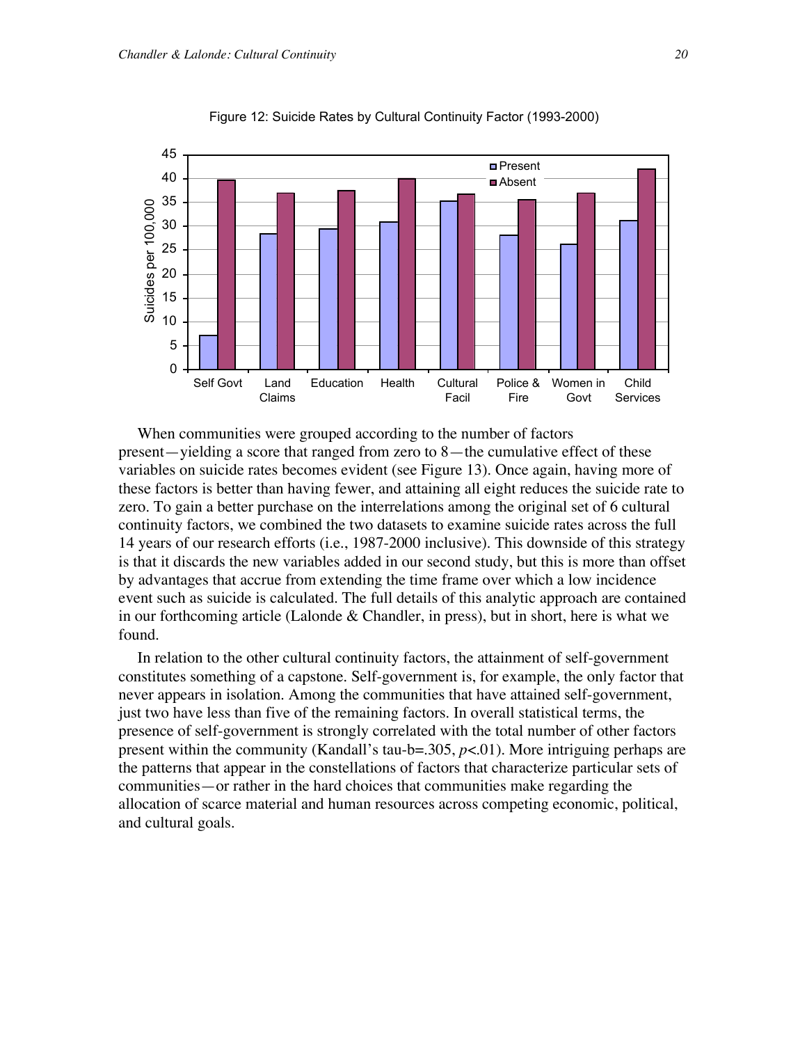Figure 12: Suicide Rates by Cultural Continuity Factor (1993-2000)

Suicides per 100,000

0
5
10
15
20
25
30
35
40
45

Present
Absent

Self Govt
Land Claims
Education
Health
Cultural Facil
Police & Fire
Women in Govt
Child Services

When communities were grouped according to the number of factors present—yielding a score that ranged from zero to 8—the cumulative effect of these variables on suicide rates becomes evident (see Figure 13). Once again, having more of these factors is better than having fewer, and attaining all eight reduces the suicide rate to zero. To gain a better purchase on the interrelations among the original set of 6 cultural continuity factors, we combined the two datasets to examine suicide rates across the full 14 years of our research efforts (i.e., 1987-2000 inclusive). This downside of this strategy is that it discards the new variables added in our second study, but this is more than offset by advantages that accrue from extending the time frame over which a low incidence event such as suicide is calculated. The full details of this analytic approach are contained in our forthcoming article (Lalonde & Chandler, in press), but in short, here is what we found.

In relation to the other cultural continuity factors, the attainment of self-government constitutes something of a capstone. Self-government is, for example, the only factor that never appears in isolation. Among the communities that have attained self-government, just two have less than five of the remaining factors. In overall statistical terms, the presence of self-government is strongly correlated with the total number of other factors present within the community (Kandall's tau-b=.305, $p<.01$). More intriguing perhaps are the patterns that appear in the constellations of factors that characterize particular sets of communities—or rather in the hard choices that communities make regarding the allocation of scarce material and human resources across competing economic, political, and cultural goals.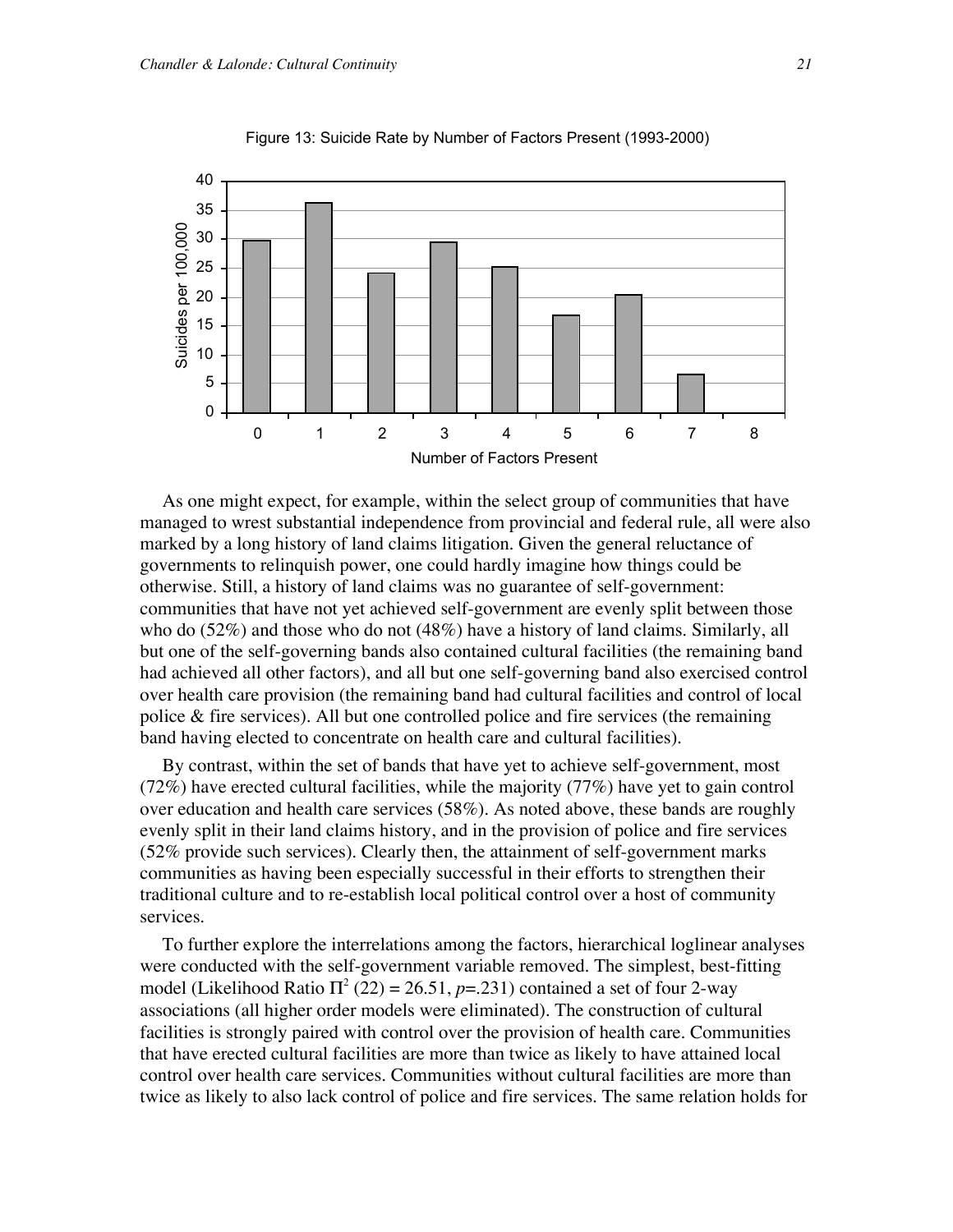Figure 13: Suicide Rate by Number of Factors Present (1993-2000)

Suicides per 100,000

40
35
30
25
20
15
10
5
0

0 1 2 3 4 5 6 7 8

Number of Factors Present

As one might expect, for example, within the select group of communities that have managed to wrest substantial independence from provincial and federal rule, all were also marked by a long history of land claims litigation. Given the general reluctance of governments to relinquish power, one could hardly imagine how things could be otherwise. Still, a history of land claims was no guarantee of self-government: communities that have not yet achieved self-government are evenly split between those who do (52%) and those who do not (48%) have a history of land claims. Similarly, all but one of the self-governing bands also contained cultural facilities (the remaining band had achieved all other factors), and all but one self-governing band also exercised control over health care provision (the remaining band had cultural facilities and control of local police & fire services). All but one controlled police and fire services (the remaining band having elected to concentrate on health care and cultural facilities).

By contrast, within the set of bands that have yet to achieve self-government, most (72%) have erected cultural facilities, while the majority (77%) have yet to gain control over education and health care services (58%). As noted above, these bands are roughly evenly split in their land claims history, and in the provision of police and fire services (52% provide such services). Clearly then, the attainment of self-government marks communities as having been especially successful in their efforts to strengthen their traditional culture and to re-establish local political control over a host of community services.

To further explore the interrelations among the factors, hierarchical loglinear analyses were conducted with the self-government variable removed. The simplest, best-fitting model (Likelihood Ratio $\Pi^2\ (22) = 26.51$, $p=.231$) contained a set of four 2-way associations (all higher order models were eliminated). The construction of cultural facilities is strongly paired with control over the provision of health care. Communities that have erected cultural facilities are more than twice as likely to have attained local control over health care services. Communities without cultural facilities are more than twice as likely to also lack control of police and fire services. The same relation holds for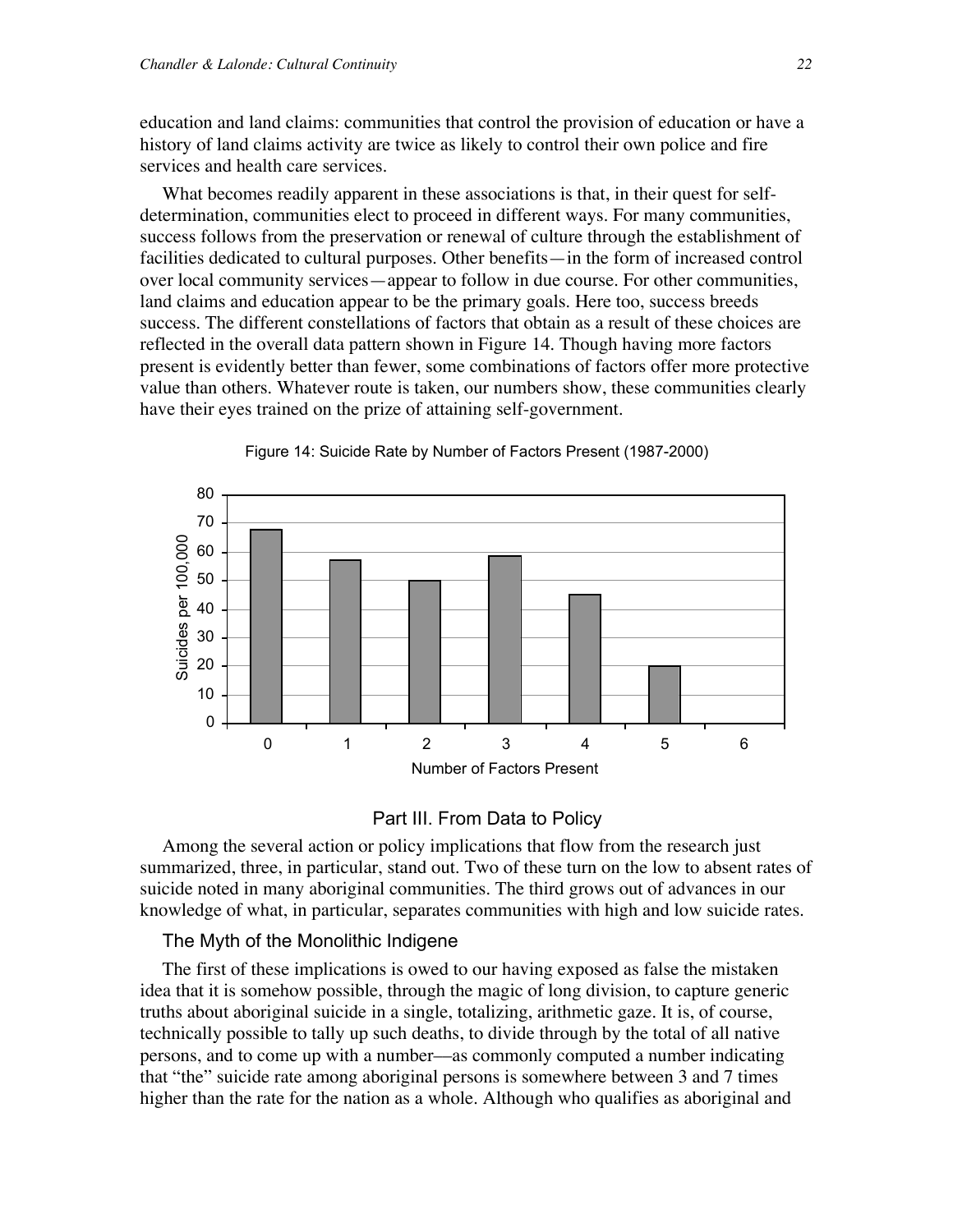education and land claims: communities that control the provision of education or have a history of land claims activity are twice as likely to control their own police and fire services and health care services.

What becomes readily apparent in these associations is that, in their quest for self-determination, communities elect to proceed in different ways. For many communities, success follows from the preservation or renewal of culture through the establishment of facilities dedicated to cultural purposes. Other benefits—in the form of increased control over local community services—appear to follow in due course. For other communities, land claims and education appear to be the primary goals. Here too, success breeds success. The different constellations of factors that obtain as a result of these choices are reflected in the overall data pattern shown in Figure 14. Though having more factors present is evidently better than fewer, some combinations of factors offer more protective value than others. Whatever route is taken, our numbers show, these communities clearly have their eyes trained on the prize of attaining self-government.

Figure 14: Suicide Rate by Number of Factors Present (1987-2000)

Suicides per 100,000

0
10
20
30
40
50
60
70
80

Number of Factors Present

0 1 2 3 4 5 6

## Part III. From Data to Policy

Among the several action or policy implications that flow from the research just summarized, three, in particular, stand out. Two of these turn on the low to absent rates of suicide noted in many aboriginal communities. The third grows out of advances in our knowledge of what, in particular, separates communities with high and low suicide rates.

### The Myth of the Monolithic Indigene

The first of these implications is owed to our having exposed as false the mistaken idea that it is somehow possible, through the magic of long division, to capture generic truths about aboriginal suicide in a single, totalizing, arithmetic gaze. It is, of course, technically possible to tally up such deaths, to divide through by the total of all native persons, and to come up with a number—as commonly computed a number indicating that "the" suicide rate among aboriginal persons is somewhere between 3 and 7 times higher than the rate for the nation as a whole. Although who qualifies as aboriginal and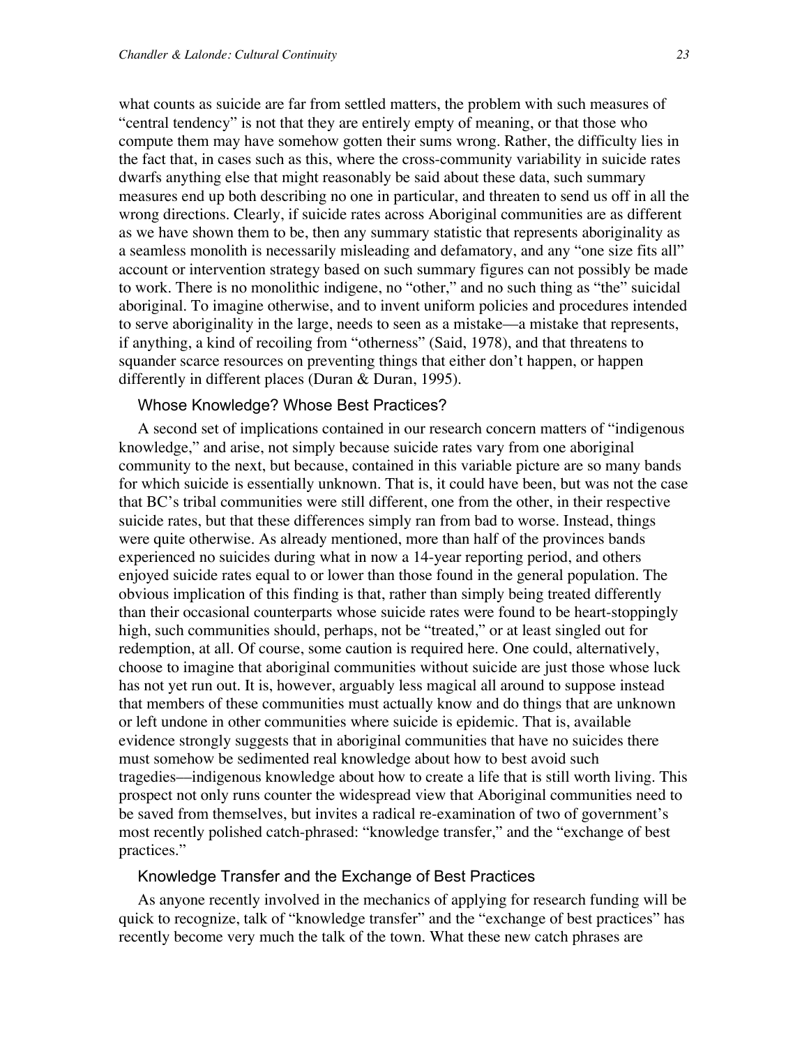what counts as suicide are far from settled matters, the problem with such measures of "central tendency" is not that they are entirely empty of meaning, or that those who compute them may have somehow gotten their sums wrong. Rather, the difficulty lies in the fact that, in cases such as this, where the cross-community variability in suicide rates dwarfs anything else that might reasonably be said about these data, such summary measures end up both describing no one in particular, and threaten to send us off in all the wrong directions. Clearly, if suicide rates across Aboriginal communities are as different as we have shown them to be, then any summary statistic that represents aboriginality as a seamless monolith is necessarily misleading and defamatory, and any "one size fits all" account or intervention strategy based on such summary figures can not possibly be made to work. There is no monolithic indigene, no "other," and no such thing as "the" suicidal aboriginal. To imagine otherwise, and to invent uniform policies and procedures intended to serve aboriginality in the large, needs to seen as a mistake—a mistake that represents, if anything, a kind of recoiling from "otherness" (Said, 1978), and that threatens to squander scarce resources on preventing things that either don't happen, or happen differently in different places (Duran & Duran, 1995).

### Whose Knowledge? Whose Best Practices?

A second set of implications contained in our research concern matters of "indigenous knowledge," and arise, not simply because suicide rates vary from one aboriginal community to the next, but because, contained in this variable picture are so many bands for which suicide is essentially unknown. That is, it could have been, but was not the case that BC's tribal communities were still different, one from the other, in their respective suicide rates, but that these differences simply ran from bad to worse. Instead, things were quite otherwise. As already mentioned, more than half of the provinces bands experienced no suicides during what in now a 14-year reporting period, and others enjoyed suicide rates equal to or lower than those found in the general population. The obvious implication of this finding is that, rather than simply being treated differently than their occasional counterparts whose suicide rates were found to be heart-stoppingly high, such communities should, perhaps, not be "treated," or at least singled out for redemption, at all. Of course, some caution is required here. One could, alternatively, choose to imagine that aboriginal communities without suicide are just those whose luck has not yet run out. It is, however, arguably less magical all around to suppose instead that members of these communities must actually know and do things that are unknown or left undone in other communities where suicide is epidemic. That is, available evidence strongly suggests that in aboriginal communities that have no suicides there must somehow be sedimented real knowledge about how to best avoid such tragedies—indigenous knowledge about how to create a life that is still worth living. This prospect not only runs counter the widespread view that Aboriginal communities need to be saved from themselves, but invites a radical re-examination of two of government's most recently polished catch-phrased: "knowledge transfer," and the "exchange of best practices."

### Knowledge Transfer and the Exchange of Best Practices

As anyone recently involved in the mechanics of applying for research funding will be quick to recognize, talk of "knowledge transfer" and the "exchange of best practices" has recently become very much the talk of the town. What these new catch phrases are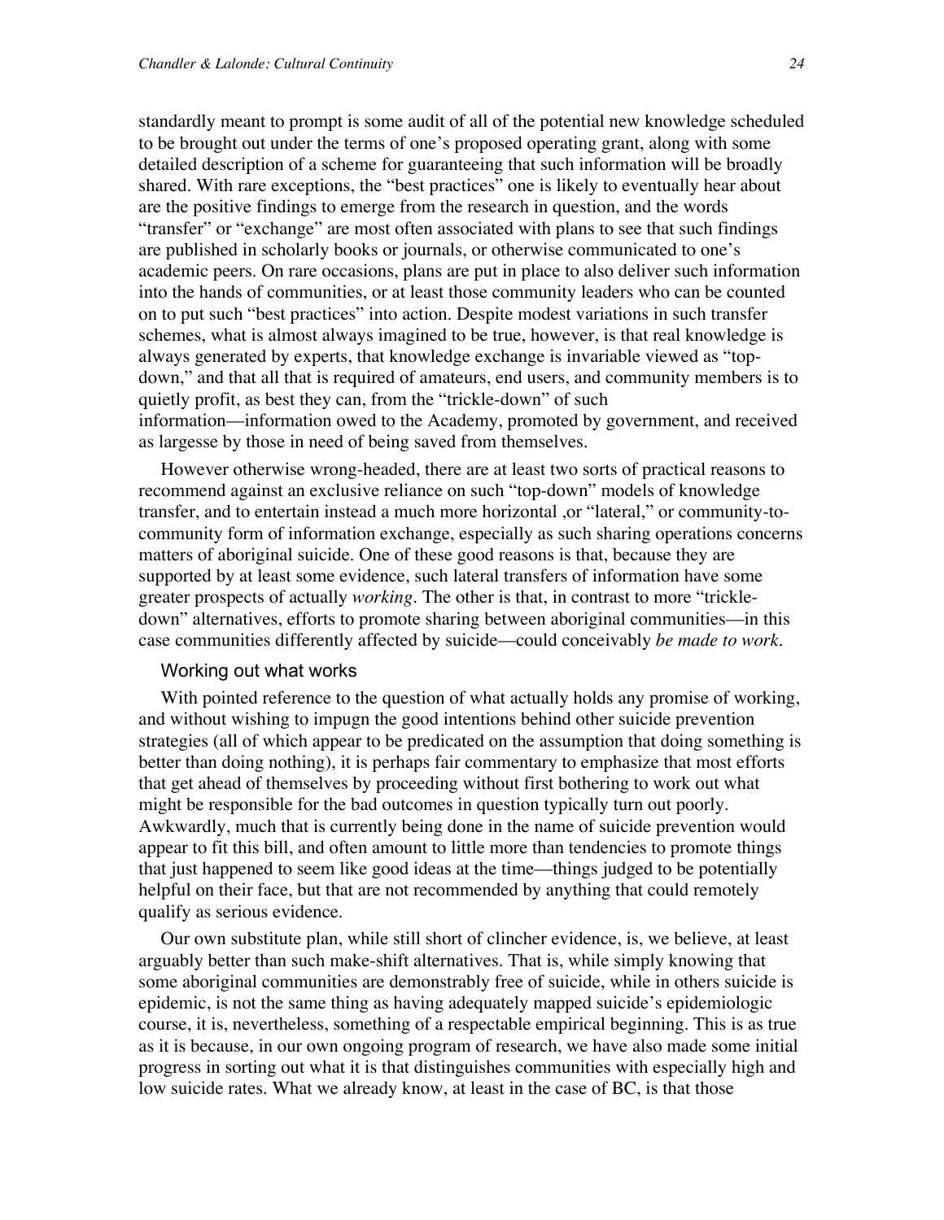standardly meant to prompt is some audit of all of the potential new knowledge scheduled to be brought out under the terms of one's proposed operating grant, along with some detailed description of a scheme for guaranteeing that such information will be broadly shared. With rare exceptions, the "best practices" one is likely to eventually hear about are the positive findings to emerge from the research in question, and the words "transfer" or "exchange" are most often associated with plans to see that such findings are published in scholarly books or journals, or otherwise communicated to one's academic peers. On rare occasions, plans are put in place to also deliver such information into the hands of communities, or at least those community leaders who can be counted on to put such "best practices" into action. Despite modest variations in such transfer schemes, what is almost always imagined to be true, however, is that real knowledge is always generated by experts, that knowledge exchange is invariable viewed as "top-down," and that all that is required of amateurs, end users, and community members is to quietly profit, as best they can, from the "trickle-down" of such information—information owed to the Academy, promoted by government, and received as largesse by those in need of being saved from themselves.

However otherwise wrong-headed, there are at least two sorts of practical reasons to recommend against an exclusive reliance on such "top-down" models of knowledge transfer, and to entertain instead a much more horizontal ,or "lateral," or community-to-community form of information exchange, especially as such sharing operations concerns matters of aboriginal suicide. One of these good reasons is that, because they are supported by at least some evidence, such lateral transfers of information have some greater prospects of actually *working*. The other is that, in contrast to more "trickle-down" alternatives, efforts to promote sharing between aboriginal communities—in this case communities differently affected by suicide—could conceivably *be made to work*.

### Working out what works

With pointed reference to the question of what actually holds any promise of working, and without wishing to impugn the good intentions behind other suicide prevention strategies (all of which appear to be predicated on the assumption that doing something is better than doing nothing), it is perhaps fair commentary to emphasize that most efforts that get ahead of themselves by proceeding without first bothering to work out what might be responsible for the bad outcomes in question typically turn out poorly. Awkwardly, much that is currently being done in the name of suicide prevention would appear to fit this bill, and often amount to little more than tendencies to promote things that just happened to seem like good ideas at the time—things judged to be potentially helpful on their face, but that are not recommended by anything that could remotely qualify as serious evidence.

Our own substitute plan, while still short of clincher evidence, is, we believe, at least arguably better than such make-shift alternatives. That is, while simply knowing that some aboriginal communities are demonstrably free of suicide, while in others suicide is epidemic, is not the same thing as having adequately mapped suicide's epidemiologic course, it is, nevertheless, something of a respectable empirical beginning. This is as true as it is because, in our own ongoing program of research, we have also made some initial progress in sorting out what it is that distinguishes communities with especially high and low suicide rates. What we already know, at least in the case of BC, is that those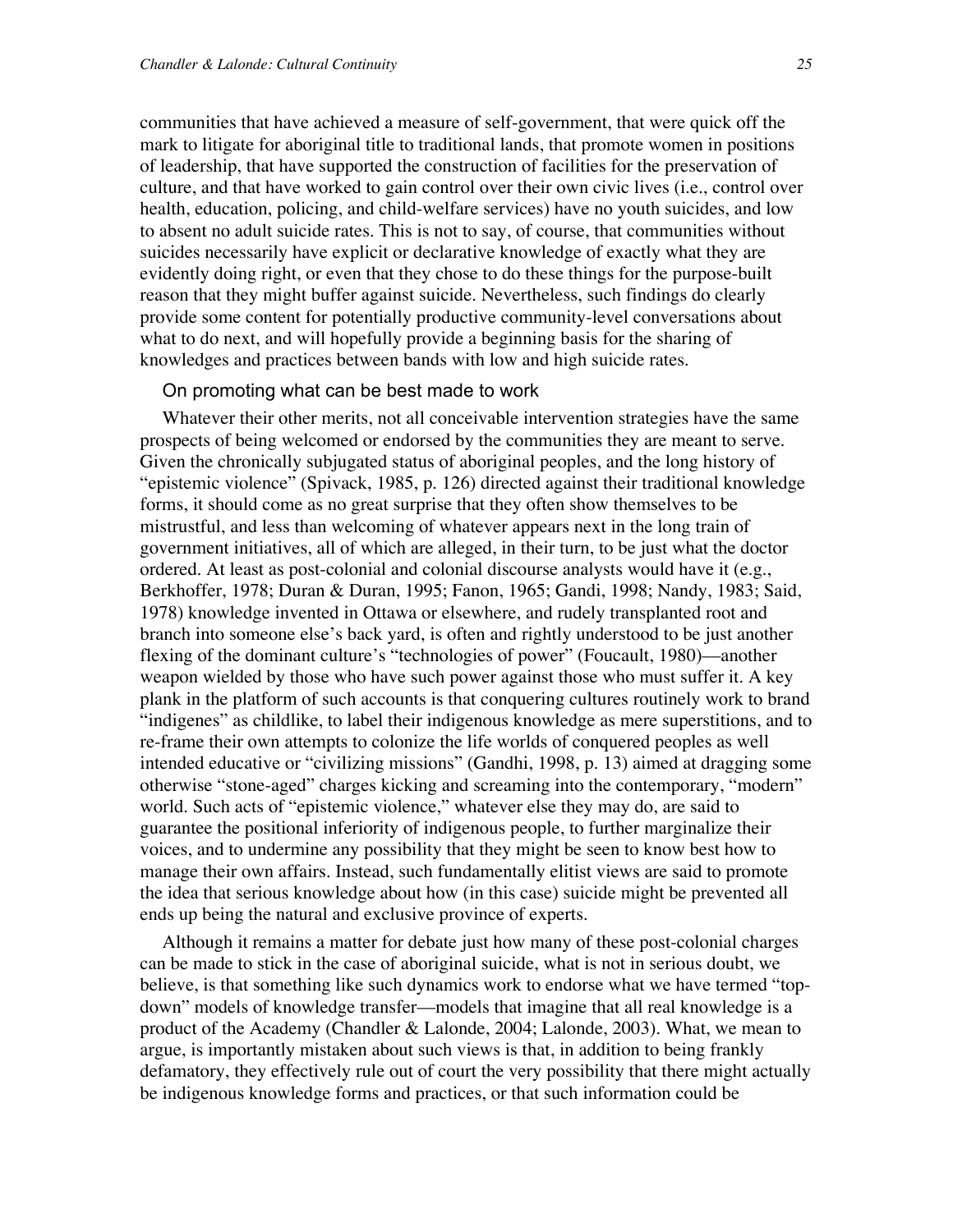communities that have achieved a measure of self-government, that were quick off the mark to litigate for aboriginal title to traditional lands, that promote women in positions of leadership, that have supported the construction of facilities for the preservation of culture, and that have worked to gain control over their own civic lives (i.e., control over health, education, policing, and child-welfare services) have no youth suicides, and low to absent no adult suicide rates. This is not to say, of course, that communities without suicides necessarily have explicit or declarative knowledge of exactly what they are evidently doing right, or even that they chose to do these things for the purpose-built reason that they might buffer against suicide. Nevertheless, such findings do clearly provide some content for potentially productive community-level conversations about what to do next, and will hopefully provide a beginning basis for the sharing of knowledges and practices between bands with low and high suicide rates.

### On promoting what can be best made to work

Whatever their other merits, not all conceivable intervention strategies have the same prospects of being welcomed or endorsed by the communities they are meant to serve. Given the chronically subjugated status of aboriginal peoples, and the long history of "epistemic violence" (Spivack, 1985, p. 126) directed against their traditional knowledge forms, it should come as no great surprise that they often show themselves to be mistrustful, and less than welcoming of whatever appears next in the long train of government initiatives, all of which are alleged, in their turn, to be just what the doctor ordered. At least as post-colonial and colonial discourse analysts would have it (e.g., Berkhoffer, 1978; Duran & Duran, 1995; Fanon, 1965; Gandi, 1998; Nandy, 1983; Said, 1978) knowledge invented in Ottawa or elsewhere, and rudely transplanted root and branch into someone else's back yard, is often and rightly understood to be just another flexing of the dominant culture's "technologies of power" (Foucault, 1980)—another weapon wielded by those who have such power against those who must suffer it. A key plank in the platform of such accounts is that conquering cultures routinely work to brand "indigenes" as childlike, to label their indigenous knowledge as mere superstitions, and to re-frame their own attempts to colonize the life worlds of conquered peoples as well intended educative or "civilizing missions" (Gandhi, 1998, p. 13) aimed at dragging some otherwise "stone-aged" charges kicking and screaming into the contemporary, "modern" world. Such acts of "epistemic violence," whatever else they may do, are said to guarantee the positional inferiority of indigenous people, to further marginalize their voices, and to undermine any possibility that they might be seen to know best how to manage their own affairs. Instead, such fundamentally elitist views are said to promote the idea that serious knowledge about how (in this case) suicide might be prevented all ends up being the natural and exclusive province of experts.

Although it remains a matter for debate just how many of these post-colonial charges can be made to stick in the case of aboriginal suicide, what is not in serious doubt, we believe, is that something like such dynamics work to endorse what we have termed "top-down" models of knowledge transfer—models that imagine that all real knowledge is a product of the Academy (Chandler & Lalonde, 2004; Lalonde, 2003). What, we mean to argue, is importantly mistaken about such views is that, in addition to being frankly defamatory, they effectively rule out of court the very possibility that there might actually be indigenous knowledge forms and practices, or that such information could be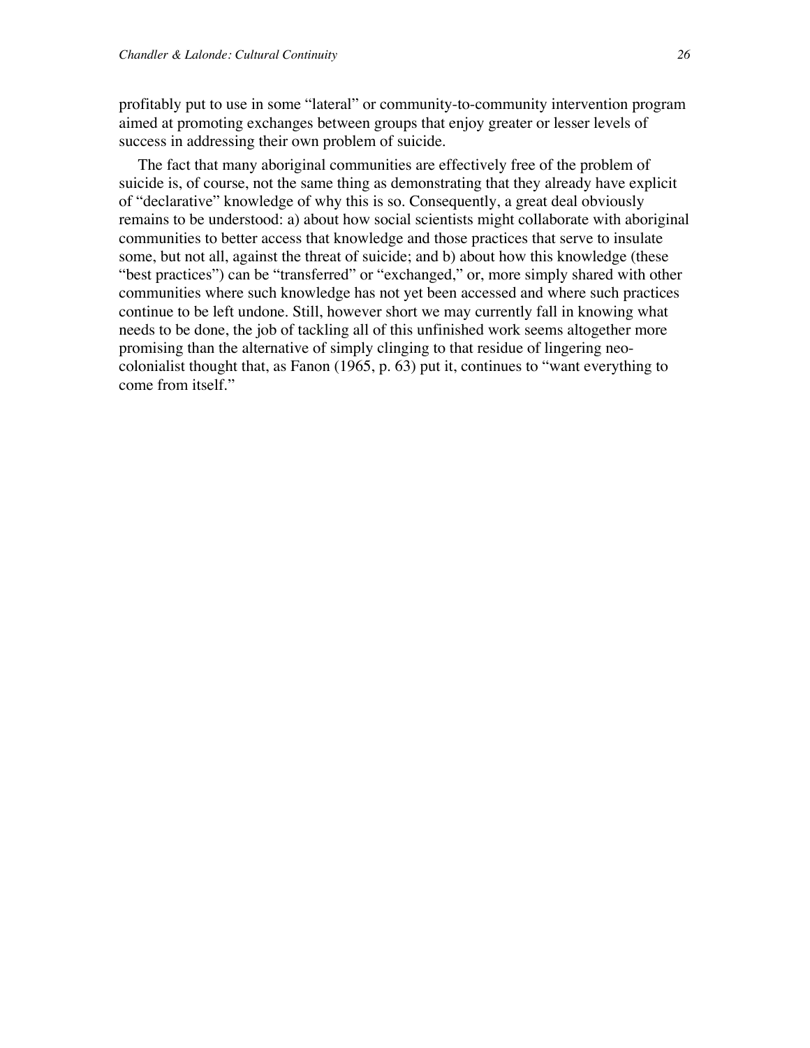profitably put to use in some "lateral" or community-to-community intervention program aimed at promoting exchanges between groups that enjoy greater or lesser levels of success in addressing their own problem of suicide.

The fact that many aboriginal communities are effectively free of the problem of suicide is, of course, not the same thing as demonstrating that they already have explicit of "declarative" knowledge of why this is so. Consequently, a great deal obviously remains to be understood: a) about how social scientists might collaborate with aboriginal communities to better access that knowledge and those practices that serve to insulate some, but not all, against the threat of suicide; and b) about how this knowledge (these "best practices") can be "transferred" or "exchanged," or, more simply shared with other communities where such knowledge has not yet been accessed and where such practices continue to be left undone. Still, however short we may currently fall in knowing what needs to be done, the job of tackling all of this unfinished work seems altogether more promising than the alternative of simply clinging to that residue of lingering neo-colonialist thought that, as Fanon (1965, p. 63) put it, continues to "want everything to come from itself."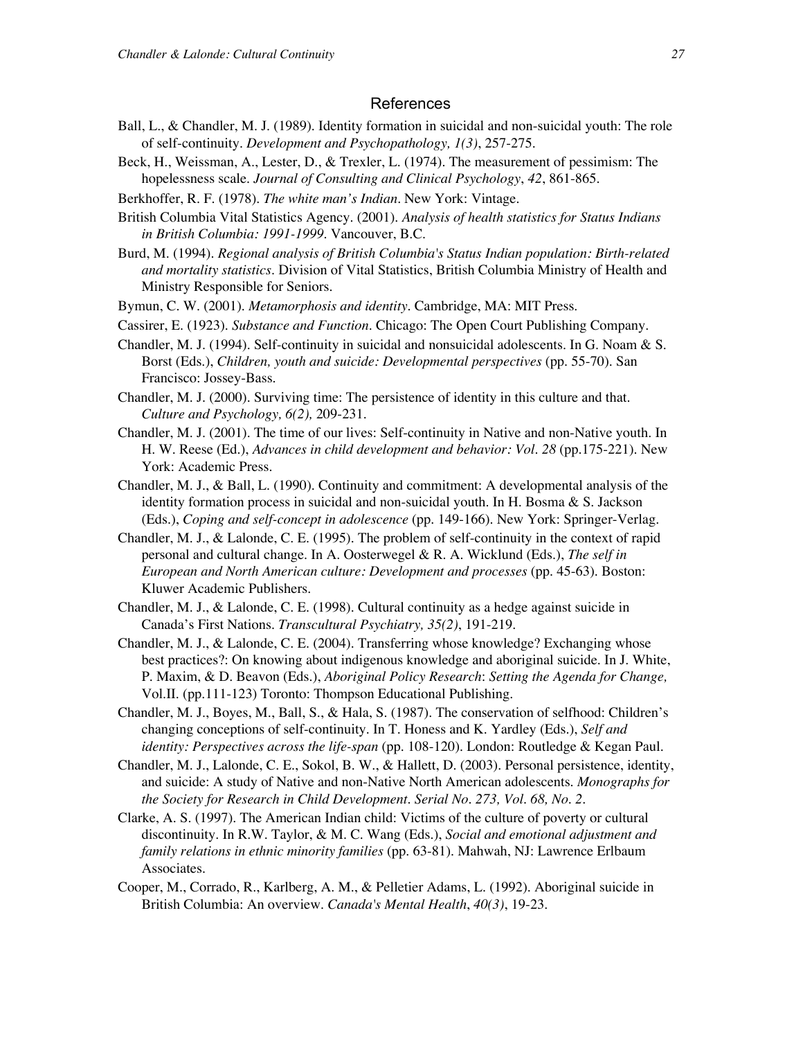## References

Ball, L., & Chandler, M. J. (1989). Identity formation in suicidal and non-suicidal youth: The role of self-continuity. *Development and Psychopathology, 1(3)*, 257-275.

Beck, H., Weissman, A., Lester, D., & Trexler, L. (1974). The measurement of pessimism: The hopelessness scale. *Journal of Consulting and Clinical Psychology*, *42*, 861-865.

Berkhoffer, R. F. (1978). *The white man's Indian*. New York: Vintage.

British Columbia Vital Statistics Agency. (2001). *Analysis of health statistics for Status Indians in British Columbia: 1991-1999*. Vancouver, B.C.

Burd, M. (1994). *Regional analysis of British Columbia's Status Indian population: Birth-related and mortality statistics*. Division of Vital Statistics, British Columbia Ministry of Health and Ministry Responsible for Seniors.

Bymun, C. W. (2001). *Metamorphosis and identity*. Cambridge, MA: MIT Press.

Cassirer, E. (1923). *Substance and Function*. Chicago: The Open Court Publishing Company.

Chandler, M. J. (1994). Self-continuity in suicidal and nonsuicidal adolescents. In G. Noam & S. Borst (Eds.), *Children, youth and suicide: Developmental perspectives* (pp. 55-70). San Francisco: Jossey-Bass.

Chandler, M. J. (2000). Surviving time: The persistence of identity in this culture and that. *Culture and Psychology, 6(2),* 209-231.

Chandler, M. J. (2001). The time of our lives: Self-continuity in Native and non-Native youth. In H. W. Reese (Ed.), *Advances in child development and behavior: Vol. 28* (pp.175-221). New York: Academic Press.

Chandler, M. J., & Ball, L. (1990). Continuity and commitment: A developmental analysis of the identity formation process in suicidal and non-suicidal youth. In H. Bosma & S. Jackson (Eds.), *Coping and self-concept in adolescence* (pp. 149-166). New York: Springer-Verlag.

Chandler, M. J., & Lalonde, C. E. (1995). The problem of self-continuity in the context of rapid personal and cultural change. In A. Oosterwegel & R. A. Wicklund (Eds.), *The self in European and North American culture: Development and processes* (pp. 45-63). Boston: Kluwer Academic Publishers.

Chandler, M. J., & Lalonde, C. E. (1998). Cultural continuity as a hedge against suicide in Canada's First Nations. *Transcultural Psychiatry, 35(2)*, 191-219.

Chandler, M. J., & Lalonde, C. E. (2004). Transferring whose knowledge? Exchanging whose best practices?: On knowing about indigenous knowledge and aboriginal suicide. In J. White, P. Maxim, & D. Beavon (Eds.), *Aboriginal Policy Research*: *Setting the Agenda for Change,* Vol.II. (pp.111-123) Toronto: Thompson Educational Publishing.

Chandler, M. J., Boyes, M., Ball, S., & Hala, S. (1987). The conservation of selfhood: Children's changing conceptions of self-continuity. In T. Honess and K. Yardley (Eds.), *Self and identity: Perspectives across the life-span* (pp. 108-120). London: Routledge & Kegan Paul.

Chandler, M. J., Lalonde, C. E., Sokol, B. W., & Hallett, D. (2003). Personal persistence, identity, and suicide: A study of Native and non-Native North American adolescents. *Monographs for the Society for Research in Child Development. Serial No. 273, Vol. 68, No. 2*.

Clarke, A. S. (1997). The American Indian child: Victims of the culture of poverty or cultural discontinuity. In R.W. Taylor, & M. C. Wang (Eds.), *Social and emotional adjustment and family relations in ethnic minority families* (pp. 63-81). Mahwah, NJ: Lawrence Erlbaum Associates.

Cooper, M., Corrado, R., Karlberg, A. M., & Pelletier Adams, L. (1992). Aboriginal suicide in British Columbia: An overview. *Canada's Mental Health*, *40(3)*, 19-23.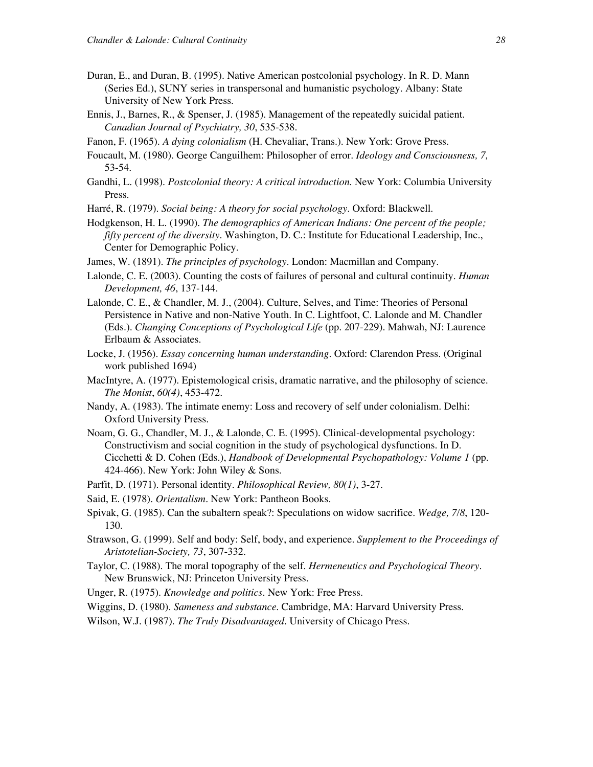Duran, E., and Duran, B. (1995). Native American postcolonial psychology. In R. D. Mann (Series Ed.), SUNY series in transpersonal and humanistic psychology. Albany: State University of New York Press.

Ennis, J., Barnes, R., & Spenser, J. (1985). Management of the repeatedly suicidal patient. *Canadian Journal of Psychiatry, 30*, 535-538.

Fanon, F. (1965). *A dying colonialism* (H. Chevaliar, Trans.). New York: Grove Press.

Foucault, M. (1980). George Canguilhem: Philosopher of error. *Ideology and Consciousness, 7,* 53-54.

Gandhi, L. (1998). *Postcolonial theory: A critical introduction.* New York: Columbia University Press.

Harré, R. (1979). *Social being: A theory for social psychology*. Oxford: Blackwell.

Hodgkenson, H. L. (1990). *The demographics of American Indians: One percent of the people; fifty percent of the diversity*. Washington, D. C.: Institute for Educational Leadership, Inc., Center for Demographic Policy.

James, W. (1891). *The principles of psychology*. London: Macmillan and Company.

Lalonde, C. E. (2003). Counting the costs of failures of personal and cultural continuity. *Human Development, 46*, 137-144.

Lalonde, C. E., & Chandler, M. J., (2004). Culture, Selves, and Time: Theories of Personal Persistence in Native and non-Native Youth. In C. Lightfoot, C. Lalonde and M. Chandler (Eds.). *Changing Conceptions of Psychological Life* (pp. 207-229). Mahwah, NJ: Laurence Erlbaum & Associates.

Locke, J. (1956). *Essay concerning human understanding*. Oxford: Clarendon Press. (Original work published 1694)

MacIntyre, A. (1977). Epistemological crisis, dramatic narrative, and the philosophy of science. *The Monist*, *60(4)*, 453-472.

Nandy, A. (1983). The intimate enemy: Loss and recovery of self under colonialism. Delhi: Oxford University Press.

Noam, G. G., Chandler, M. J., & Lalonde, C. E. (1995). Clinical-developmental psychology: Constructivism and social cognition in the study of psychological dysfunctions. In D. Cicchetti & D. Cohen (Eds.), *Handbook of Developmental Psychopathology: Volume 1* (pp. 424-466). New York: John Wiley & Sons.

Parfit, D. (1971). Personal identity. *Philosophical Review, 80(1)*, 3-27.

Said, E. (1978). *Orientalism*. New York: Pantheon Books.

Spivak, G. (1985). Can the subaltern speak?: Speculations on widow sacrifice. *Wedge, 7/8*, 120-130.

Strawson, G. (1999). Self and body: Self, body, and experience. *Supplement to the Proceedings of Aristotelian-Society, 73*, 307-332.

Taylor, C. (1988). The moral topography of the self. *Hermeneutics and Psychological Theory*. New Brunswick, NJ: Princeton University Press.

Unger, R. (1975). *Knowledge and politics*. New York: Free Press.

Wiggins, D. (1980). *Sameness and substance*. Cambridge, MA: Harvard University Press.

Wilson, W.J. (1987). *The Truly Disadvantaged*. University of Chicago Press.